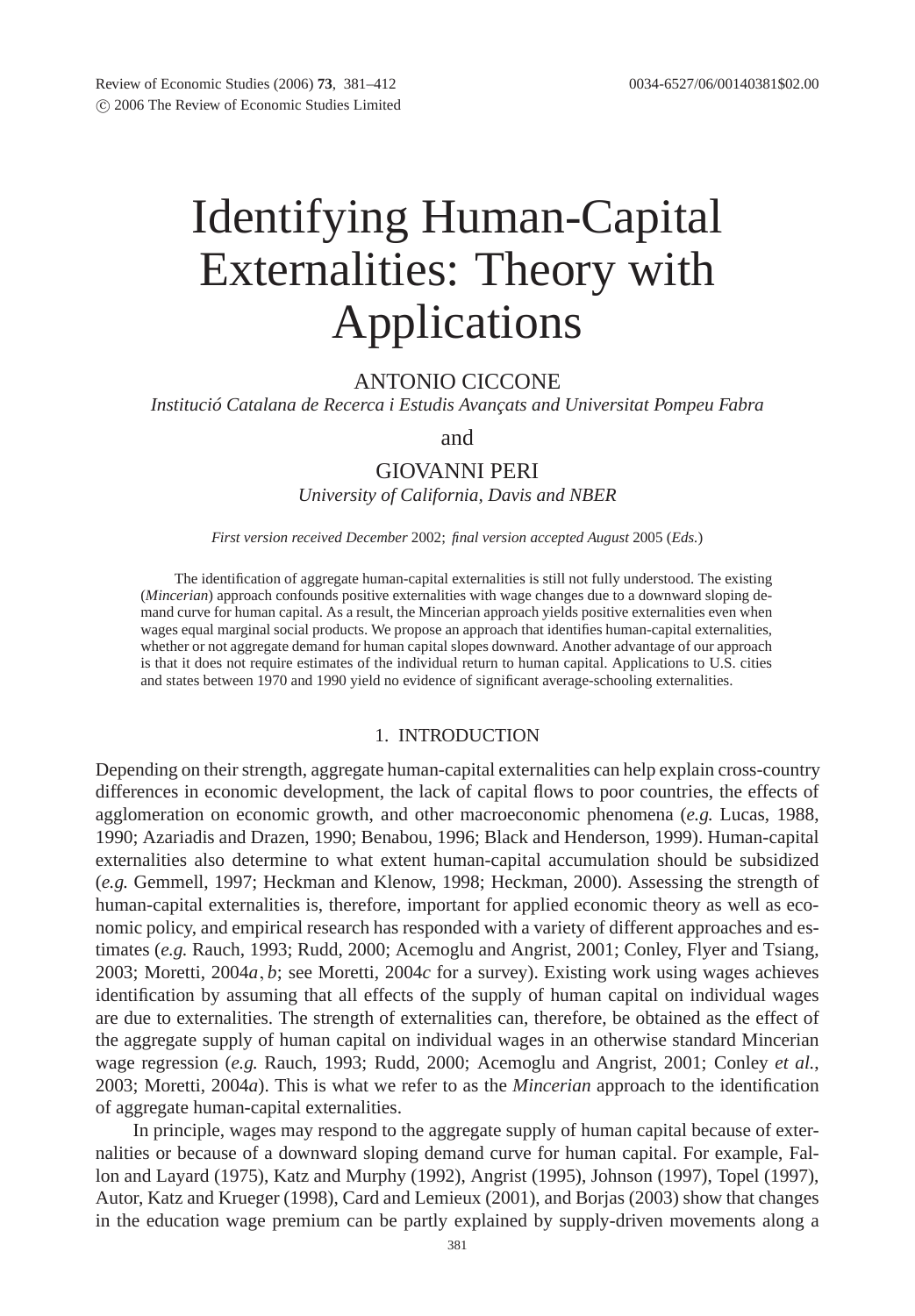# Identifying Human-Capital Externalities: Theory with Applications

ANTONIO CICCONE

*Institució Catalana de Recerca i Estudis Avançats and Universitat Pompeu Fabra*

and

GIOVANNI PERI

*University of California, Davis and NBER*

*First version received December* 2002; *final version accepted August* 2005 (*Eds.*)

The identification of aggregate human-capital externalities is still not fully understood. The existing (*Mincerian*) approach confounds positive externalities with wage changes due to a downward sloping demand curve for human capital. As a result, the Mincerian approach yields positive externalities even when wages equal marginal social products. We propose an approach that identifies human-capital externalities, whether or not aggregate demand for human capital slopes downward. Another advantage of our approach is that it does not require estimates of the individual return to human capital. Applications to U.S. cities and states between 1970 and 1990 yield no evidence of significant average-schooling externalities.

## 1. INTRODUCTION

Depending on their strength, aggregate human-capital externalities can help explain cross-country differences in economic development, the lack of capital flows to poor countries, the effects of agglomeration on economic growth, and other macroeconomic phenomena (*e.g.* Lucas, 1988, 1990; Azariadis and Drazen, 1990; Benabou, 1996; Black and Henderson, 1999). Human-capital externalities also determine to what extent human-capital accumulation should be subsidized (*e.g.* Gemmell, 1997; Heckman and Klenow, 1998; Heckman, 2000). Assessing the strength of human-capital externalities is, therefore, important for applied economic theory as well as economic policy, and empirical research has responded with a variety of different approaches and estimates (*e.g.* Rauch, 1993; Rudd, 2000; Acemoglu and Angrist, 2001; Conley, Flyer and Tsiang, 2003; Moretti, 2004*a*, *b*; see Moretti, 2004*c* for a survey). Existing work using wages achieves identification by assuming that all effects of the supply of human capital on individual wages are due to externalities. The strength of externalities can, therefore, be obtained as the effect of the aggregate supply of human capital on individual wages in an otherwise standard Mincerian wage regression (*e.g.* Rauch, 1993; Rudd, 2000; Acemoglu and Angrist, 2001; Conley *et al.*, 2003; Moretti, 2004*a*). This is what we refer to as the *Mincerian* approach to the identification of aggregate human-capital externalities.

In principle, wages may respond to the aggregate supply of human capital because of externalities or because of a downward sloping demand curve for human capital. For example, Fallon and Layard (1975), Katz and Murphy (1992), Angrist (1995), Johnson (1997), Topel (1997), Autor, Katz and Krueger (1998), Card and Lemieux (2001), and Borjas (2003) show that changes in the education wage premium can be partly explained by supply-driven movements along a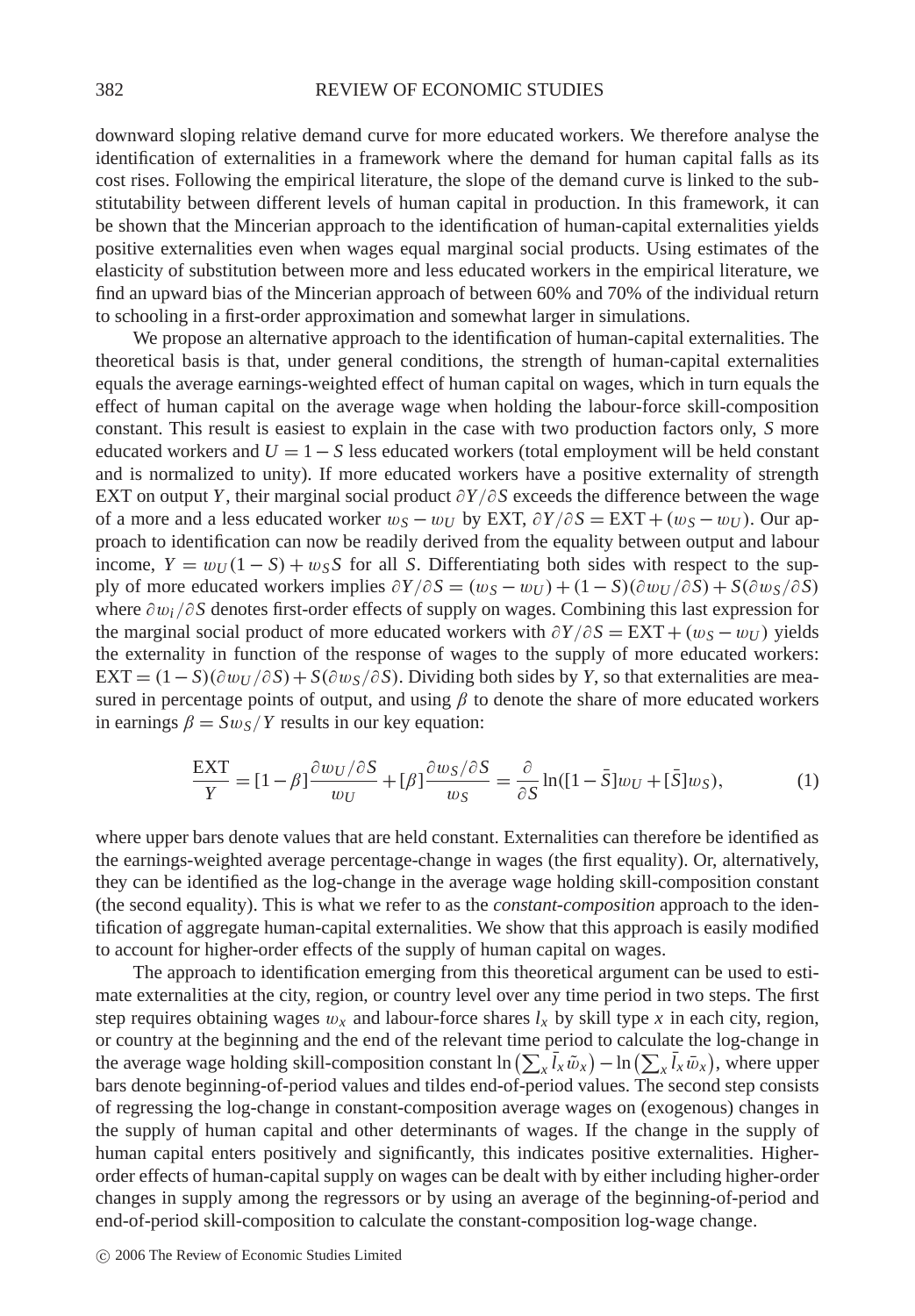downward sloping relative demand curve for more educated workers. We therefore analyse the identification of externalities in a framework where the demand for human capital falls as its cost rises. Following the empirical literature, the slope of the demand curve is linked to the substitutability between different levels of human capital in production. In this framework, it can be shown that the Mincerian approach to the identification of human-capital externalities yields positive externalities even when wages equal marginal social products. Using estimates of the elasticity of substitution between more and less educated workers in the empirical literature, we find an upward bias of the Mincerian approach of between 60% and 70% of the individual return to schooling in a first-order approximation and somewhat larger in simulations.

We propose an alternative approach to the identification of human-capital externalities. The theoretical basis is that, under general conditions, the strength of human-capital externalities equals the average earnings-weighted effect of human capital on wages, which in turn equals the effect of human capital on the average wage when holding the labour-force skill-composition constant. This result is easiest to explain in the case with two production factors only, $S$ more educated workers and $U = 1 - S$ less educated workers (total employment will be held constant and is normalized to unity). If more educated workers have a positive externality of strength EXT on output $Y$, their marginal social product $\partial Y/\partial S$ exceeds the difference between the wage of a more and a less educated worker $w_S - w_U$ by EXT, $\partial Y/\partial S = \text{EXT} + (w_S - w_U)$. Our approach to identification can now be readily derived from the equality between output and labour income, $Y = w_U(1 - S) + w_S S$ for all $S$. Differentiating both sides with respect to the supply of more educated workers implies $\partial Y/\partial S = (w_S - w_U) + (1 - S)(\partial w_U/\partial S) + S(\partial w_S/\partial S)$ where $\partial w_i/\partial S$ denotes first-order effects of supply on wages. Combining this last expression for the marginal social product of more educated workers with $\partial Y/\partial S = \text{EXT} + (w_S - w_U)$ yields the externality in function of the response of wages to the supply of more educated workers: $\text{EXT} = (1 - S)(\partial w_U/\partial S) + S(\partial w_S/\partial S)$. Dividing both sides by $Y$, so that externalities are measured in percentage points of output, and using $\beta$ to denote the share of more educated workers in earnings $\beta = S w_S/Y$ results in our key equation:

$$\frac{\text{EXT}}{Y} = [1-\beta]\frac{\partial w_U/\partial S}{w_U} + [\beta]\frac{\partial w_S/\partial S}{w_S} = \frac{\partial}{\partial S}\ln([1-\bar{S}]w_U + [\bar{S}]w_S), \tag{1}$$

where upper bars denote values that are held constant. Externalities can therefore be identified as the earnings-weighted average percentage-change in wages (the first equality). Or, alternatively, they can be identified as the log-change in the average wage holding skill-composition constant (the second equality). This is what we refer to as the *constant-composition* approach to the identification of aggregate human-capital externalities. We show that this approach is easily modified to account for higher-order effects of the supply of human capital on wages.

The approach to identification emerging from this theoretical argument can be used to estimate externalities at the city, region, or country level over any time period in two steps. The first step requires obtaining wages $w_x$ and labour-force shares $l_x$ by skill type $x$ in each city, region, or country at the beginning and the end of the relevant time period to calculate the log-change in the average wage holding skill-composition constant $\ln\left(\sum_x \bar{l}_x \tilde{w}_x\right) - \ln\left(\sum_x \bar{l}_x \bar{w}_x\right)$, where upper bars denote beginning-of-period values and tildes end-of-period values. The second step consists of regressing the log-change in constant-composition average wages on (exogenous) changes in the supply of human capital and other determinants of wages. If the change in the supply of human capital enters positively and significantly, this indicates positive externalities. Higher-order effects of human-capital supply on wages can be dealt with by either including higher-order changes in supply among the regressors or by using an average of the beginning-of-period and end-of-period skill-composition to calculate the constant-composition log-wage change.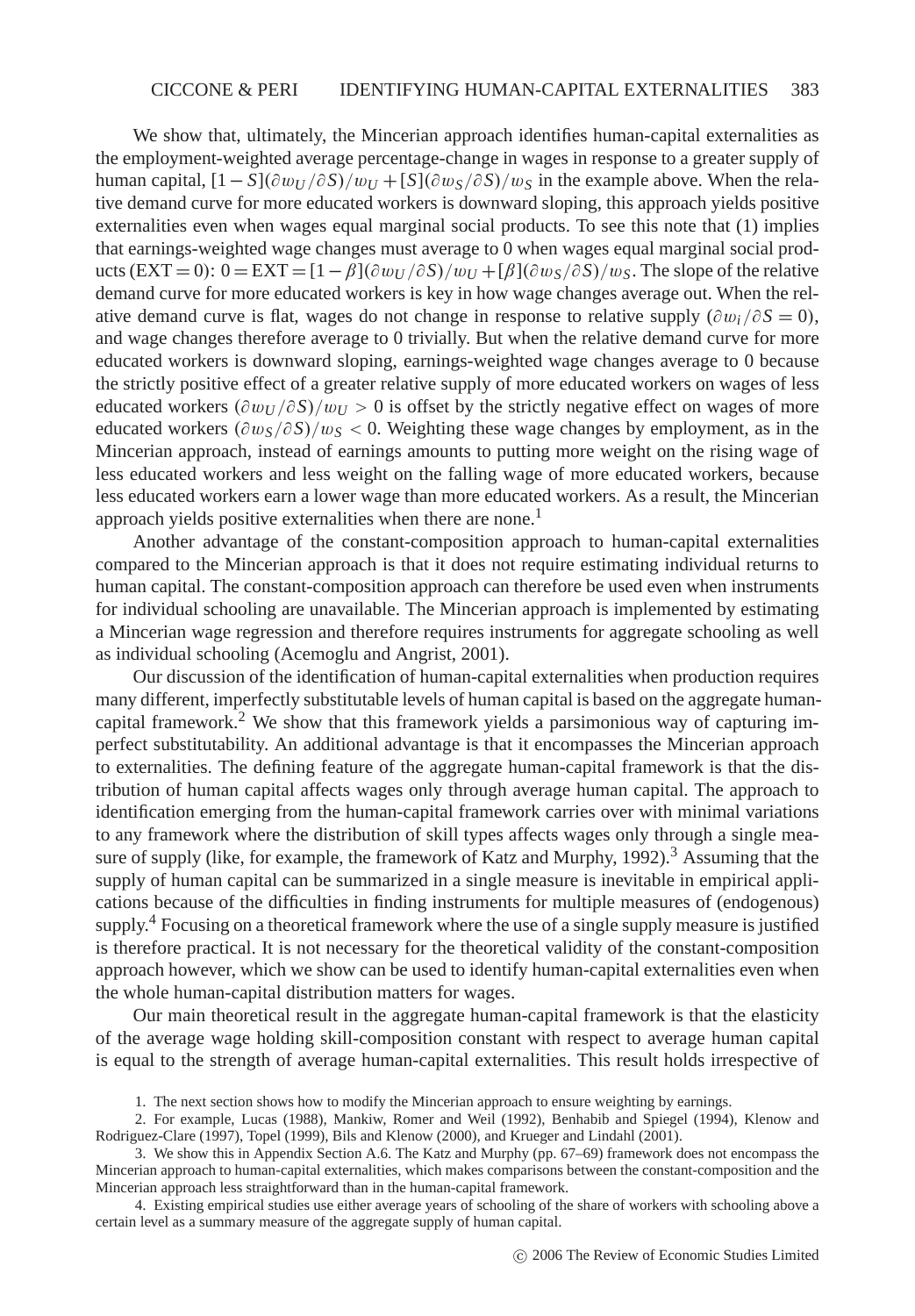We show that, ultimately, the Mincerian approach identifies human-capital externalities as the employment-weighted average percentage-change in wages in response to a greater supply of human capital, $[1-S](\partial w_U/\partial S)/w_U + [S](\partial w_S/\partial S)/w_S$ in the example above. When the relative demand curve for more educated workers is downward sloping, this approach yields positive externalities even when wages equal marginal social products. To see this note that (1) implies that earnings-weighted wage changes must average to 0 when wages equal marginal social products ($\text{EXT} = 0$): $0 = \text{EXT} = [1-\beta](\partial w_U/\partial S)/w_U + [\beta](\partial w_S/\partial S)/w_S$. The slope of the relative demand curve for more educated workers is key in how wage changes average out. When the relative demand curve is flat, wages do not change in response to relative supply ($\partial w_i/\partial S = 0$), and wage changes therefore average to 0 trivially. But when the relative demand curve for more educated workers is downward sloping, earnings-weighted wage changes average to 0 because the strictly positive effect of a greater relative supply of more educated workers on wages of less educated workers $(\partial w_U/\partial S)/w_U > 0$ is offset by the strictly negative effect on wages of more educated workers $(\partial w_S/\partial S)/w_S < 0$. Weighting these wage changes by employment, as in the Mincerian approach, instead of earnings amounts to putting more weight on the rising wage of less educated workers and less weight on the falling wage of more educated workers, because less educated workers earn a lower wage than more educated workers. As a result, the Mincerian approach yields positive externalities when there are none.[1]

Another advantage of the constant-composition approach to human-capital externalities compared to the Mincerian approach is that it does not require estimating individual returns to human capital. The constant-composition approach can therefore be used even when instruments for individual schooling are unavailable. The Mincerian approach is implemented by estimating a Mincerian wage regression and therefore requires instruments for aggregate schooling as well as individual schooling (Acemoglu and Angrist, 2001).

Our discussion of the identification of human-capital externalities when production requires many different, imperfectly substitutable levels of human capital is based on the aggregate human-capital framework.[2] We show that this framework yields a parsimonious way of capturing imperfect substitutability. An additional advantage is that it encompasses the Mincerian approach to externalities. The defining feature of the aggregate human-capital framework is that the distribution of human capital affects wages only through average human capital. The approach to identification emerging from the human-capital framework carries over with minimal variations to any framework where the distribution of skill types affects wages only through a single measure of supply (like, for example, the framework of Katz and Murphy, 1992).[3] Assuming that the supply of human capital can be summarized in a single measure is inevitable in empirical applications because of the difficulties in finding instruments for multiple measures of (endogenous) supply.[4] Focusing on a theoretical framework where the use of a single supply measure is justified is therefore practical. It is not necessary for the theoretical validity of the constant-composition approach however, which we show can be used to identify human-capital externalities even when the whole human-capital distribution matters for wages.

Our main theoretical result in the aggregate human-capital framework is that the elasticity of the average wage holding skill-composition constant with respect to average human capital is equal to the strength of average human-capital externalities. This result holds irrespective of

1. The next section shows how to modify the Mincerian approach to ensure weighting by earnings.

2. For example, Lucas (1988), Mankiw, Romer and Weil (1992), Benhabib and Spiegel (1994), Klenow and Rodriguez-Clare (1997), Topel (1999), Bils and Klenow (2000), and Krueger and Lindahl (2001).

3. We show this in Appendix Section A.6. The Katz and Murphy (pp. 67–69) framework does not encompass the Mincerian approach to human-capital externalities, which makes comparisons between the constant-composition and the Mincerian approach less straightforward than in the human-capital framework.

4. Existing empirical studies use either average years of schooling of the share of workers with schooling above a certain level as a summary measure of the aggregate supply of human capital.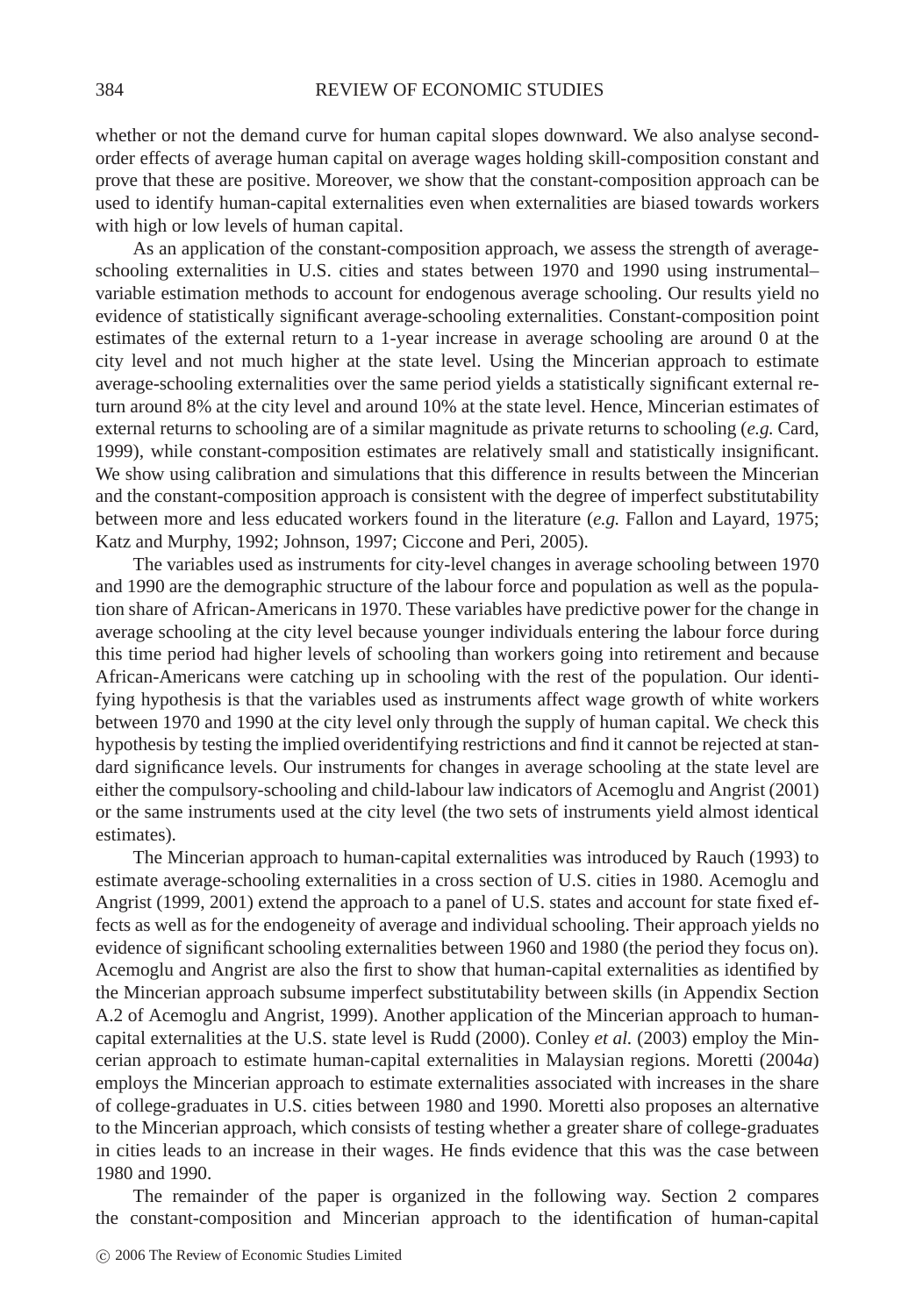whether or not the demand curve for human capital slopes downward. We also analyse second-order effects of average human capital on average wages holding skill-composition constant and prove that these are positive. Moreover, we show that the constant-composition approach can be used to identify human-capital externalities even when externalities are biased towards workers with high or low levels of human capital.

As an application of the constant-composition approach, we assess the strength of average-schooling externalities in U.S. cities and states between 1970 and 1990 using instrumental–variable estimation methods to account for endogenous average schooling. Our results yield no evidence of statistically significant average-schooling externalities. Constant-composition point estimates of the external return to a 1-year increase in average schooling are around 0 at the city level and not much higher at the state level. Using the Mincerian approach to estimate average-schooling externalities over the same period yields a statistically significant external return around 8% at the city level and around 10% at the state level. Hence, Mincerian estimates of external returns to schooling are of a similar magnitude as private returns to schooling (*e.g.* Card, 1999), while constant-composition estimates are relatively small and statistically insignificant. We show using calibration and simulations that this difference in results between the Mincerian and the constant-composition approach is consistent with the degree of imperfect substitutability between more and less educated workers found in the literature (*e.g.* Fallon and Layard, 1975; Katz and Murphy, 1992; Johnson, 1997; Ciccone and Peri, 2005).

The variables used as instruments for city-level changes in average schooling between 1970 and 1990 are the demographic structure of the labour force and population as well as the population share of African-Americans in 1970. These variables have predictive power for the change in average schooling at the city level because younger individuals entering the labour force during this time period had higher levels of schooling than workers going into retirement and because African-Americans were catching up in schooling with the rest of the population. Our identifying hypothesis is that the variables used as instruments affect wage growth of white workers between 1970 and 1990 at the city level only through the supply of human capital. We check this hypothesis by testing the implied overidentifying restrictions and find it cannot be rejected at standard significance levels. Our instruments for changes in average schooling at the state level are either the compulsory-schooling and child-labour law indicators of Acemoglu and Angrist (2001) or the same instruments used at the city level (the two sets of instruments yield almost identical estimates).

The Mincerian approach to human-capital externalities was introduced by Rauch (1993) to estimate average-schooling externalities in a cross section of U.S. cities in 1980. Acemoglu and Angrist (1999, 2001) extend the approach to a panel of U.S. states and account for state fixed effects as well as for the endogeneity of average and individual schooling. Their approach yields no evidence of significant schooling externalities between 1960 and 1980 (the period they focus on). Acemoglu and Angrist are also the first to show that human-capital externalities as identified by the Mincerian approach subsume imperfect substitutability between skills (in Appendix Section A.2 of Acemoglu and Angrist, 1999). Another application of the Mincerian approach to human-capital externalities at the U.S. state level is Rudd (2000). Conley *et al.* (2003) employ the Mincerian approach to estimate human-capital externalities in Malaysian regions. Moretti (2004*a*) employs the Mincerian approach to estimate externalities associated with increases in the share of college-graduates in U.S. cities between 1980 and 1990. Moretti also proposes an alternative to the Mincerian approach, which consists of testing whether a greater share of college-graduates in cities leads to an increase in their wages. He finds evidence that this was the case between 1980 and 1990.

The remainder of the paper is organized in the following way. Section 2 compares the constant-composition and Mincerian approach to the identification of human-capital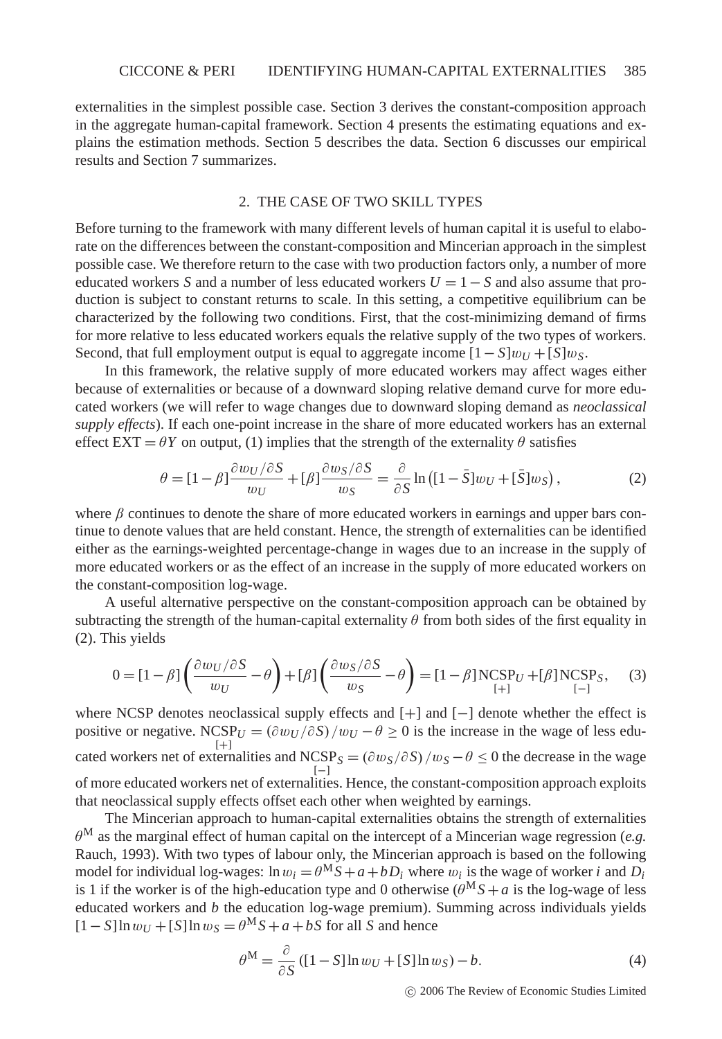externalities in the simplest possible case. Section 3 derives the constant-composition approach in the aggregate human-capital framework. Section 4 presents the estimating equations and explains the estimation methods. Section 5 describes the data. Section 6 discusses our empirical results and Section 7 summarizes.

## 2. THE CASE OF TWO SKILL TYPES

Before turning to the framework with many different levels of human capital it is useful to elaborate on the differences between the constant-composition and Mincerian approach in the simplest possible case. We therefore return to the case with two production factors only, a number of more educated workers $S$ and a number of less educated workers $U = 1 - S$ and also assume that production is subject to constant returns to scale. In this setting, a competitive equilibrium can be characterized by the following two conditions. First, that the cost-minimizing demand of firms for more relative to less educated workers equals the relative supply of the two types of workers. Second, that full employment output is equal to aggregate income $[1 - S]w_U + [S]w_S$.

In this framework, the relative supply of more educated workers may affect wages either because of externalities or because of a downward sloping relative demand curve for more educated workers (we will refer to wage changes due to downward sloping demand as *neoclassical supply effects*). If each one-point increase in the share of more educated workers has an external effect $\text{EXT} = \theta Y$ on output, (1) implies that the strength of the externality $\theta$ satisfies

$$\theta = [1-\beta]\frac{\partial w_U/\partial S}{w_U} + [\beta]\frac{\partial w_S/\partial S}{w_S} = \frac{\partial}{\partial S}\ln\left([1-\bar{S}]w_U + [\bar{S}]w_S\right), \tag{2}$$

where $\beta$ continues to denote the share of more educated workers in earnings and upper bars continue to denote values that are held constant. Hence, the strength of externalities can be identified either as the earnings-weighted percentage-change in wages due to an increase in the supply of more educated workers or as the effect of an increase in the supply of more educated workers on the constant-composition log-wage.

A useful alternative perspective on the constant-composition approach can be obtained by subtracting the strength of the human-capital externality $\theta$ from both sides of the first equality in (2). This yields

$$0 = [1-\beta]\left(\frac{\partial w_U/\partial S}{w_U} - \theta\right) + [\beta]\left(\frac{\partial w_S/\partial S}{w_S} - \theta\right) = [1-\beta]\underset{[+]}{\text{NCSP}_U} + [\beta]\underset{[-]}{\text{NCSP}_S}, \tag{3}$$

where NCSP denotes neoclassical supply effects and $[+]$ and $[-]$ denote whether the effect is positive or negative. $\underset{[+]}{\text{NCSP}_U} = (\partial w_U/\partial S)/w_U - \theta \geq 0$ is the increase in the wage of less educated workers net of externalities and $\underset{[-]}{\text{NCSP}_S} = (\partial w_S/\partial S)/w_S - \theta \leq 0$ the decrease in the wage of more educated workers net of externalities. Hence, the constant-composition approach exploits that neoclassical supply effects offset each other when weighted by earnings.

The Mincerian approach to human-capital externalities obtains the strength of externalities $\theta^{\text{M}}$ as the marginal effect of human capital on the intercept of a Mincerian wage regression (*e.g.* Rauch, 1993). With two types of labour only, the Mincerian approach is based on the following model for individual log-wages: $\ln w_i = \theta^{\text{M}}S + a + bD_i$ where $w_i$ is the wage of worker $i$ and $D_i$ is 1 if the worker is of the high-education type and 0 otherwise ($\theta^{\text{M}}S + a$ is the log-wage of less educated workers and $b$ the education log-wage premium). Summing across individuals yields $[1-S]\ln w_U + [S]\ln w_S = \theta^{\text{M}}S + a + bS$ for all $S$ and hence

$$\theta^{\text{M}} = \frac{\partial}{\partial S}\left([1-S]\ln w_U + [S]\ln w_S\right) - b. \tag{4}$$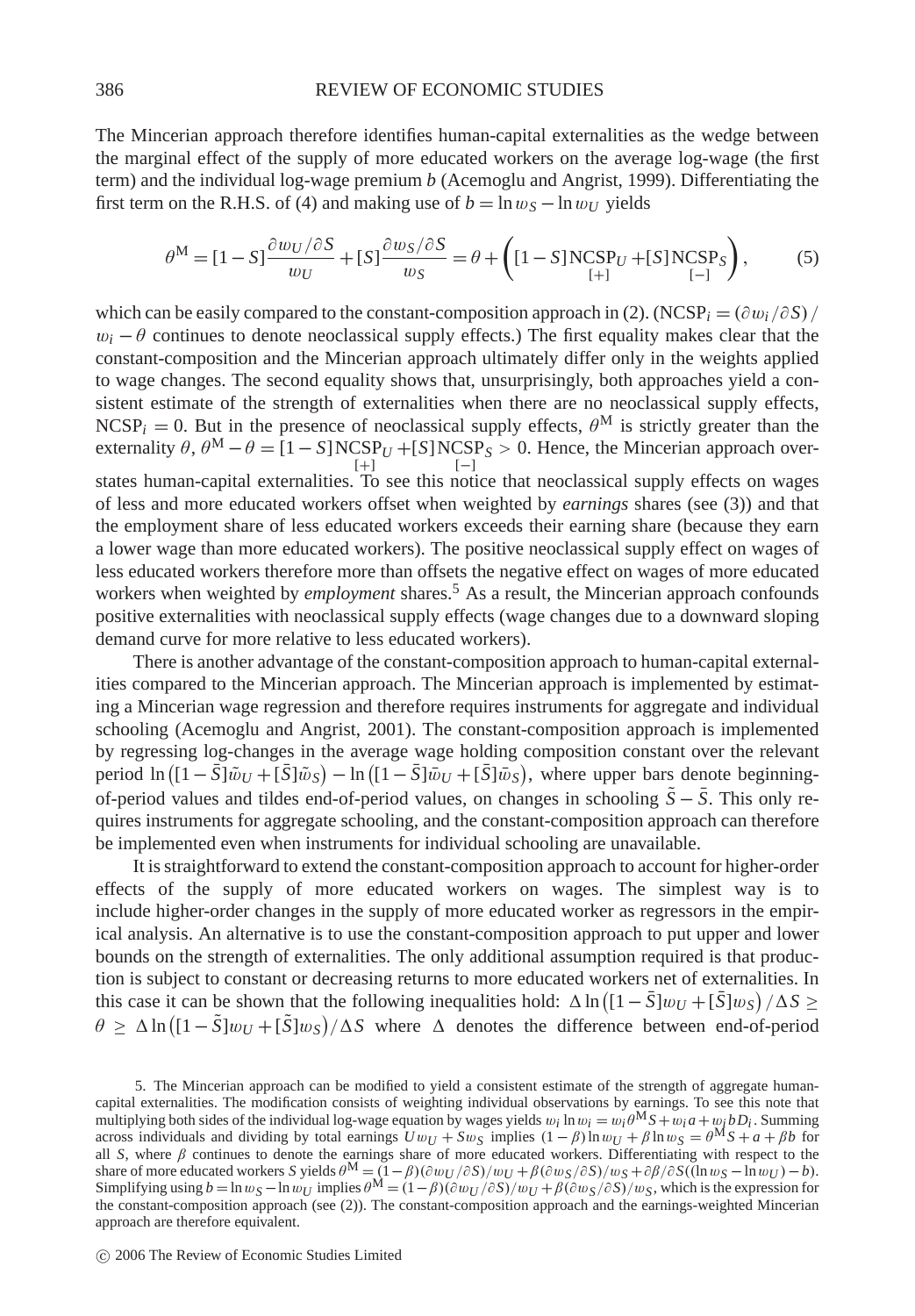The Mincerian approach therefore identifies human-capital externalities as the wedge between the marginal effect of the supply of more educated workers on the average log-wage (the first term) and the individual log-wage premium $b$ (Acemoglu and Angrist, 1999). Differentiating the first term on the R.H.S. of (4) and making use of $b = \ln w_S - \ln w_U$ yields

$$\theta^{\text{M}} = [1-S]\frac{\partial w_U/\partial S}{w_U} + [S]\frac{\partial w_S/\partial S}{w_S} = \theta + \left([1-S]\underset{[+]}{\text{NCSP}_U} + [S]\underset{[-]}{\text{NCSP}_S}\right), \tag{5}$$

which can be easily compared to the constant-composition approach in (2). ($\text{NCSP}_i = (\partial w_i/\partial S)/w_i - \theta$ continues to denote neoclassical supply effects.) The first equality makes clear that the constant-composition and the Mincerian approach ultimately differ only in the weights applied to wage changes. The second equality shows that, unsurprisingly, both approaches yield a consistent estimate of the strength of externalities when there are no neoclassical supply effects, $\text{NCSP}_i = 0$. But in the presence of neoclassical supply effects, $\theta^{\text{M}}$ is strictly greater than the externality $\theta$, $\theta^{\text{M}} - \theta = [1-S]\underset{[+]}{\text{NCSP}_U} + [S]\underset{[-]}{\text{NCSP}_S} > 0$. Hence, the Mincerian approach overstates human-capital externalities. To see this notice that neoclassical supply effects on wages of less and more educated workers offset when weighted by *earnings* shares (see (3)) and that the employment share of less educated workers exceeds their earning share (because they earn a lower wage than more educated workers). The positive neoclassical supply effect on wages of less educated workers therefore more than offsets the negative effect on wages of more educated workers when weighted by *employment* shares.[5] As a result, the Mincerian approach confounds positive externalities with neoclassical supply effects (wage changes due to a downward sloping demand curve for more relative to less educated workers).

There is another advantage of the constant-composition approach to human-capital externalities compared to the Mincerian approach. The Mincerian approach is implemented by estimating a Mincerian wage regression and therefore requires instruments for aggregate and individual schooling (Acemoglu and Angrist, 2001). The constant-composition approach is implemented by regressing log-changes in the average wage holding composition constant over the relevant period $\ln\left([1-\bar{S}]\tilde{w}_U + [\bar{S}]\tilde{w}_S\right) - \ln\left([1-\bar{S}]\bar{w}_U + [\bar{S}]\bar{w}_S\right)$, where upper bars denote beginning-of-period values and tildes end-of-period values, on changes in schooling $\tilde{S} - \bar{S}$. This only requires instruments for aggregate schooling, and the constant-composition approach can therefore be implemented even when instruments for individual schooling are unavailable.

It is straightforward to extend the constant-composition approach to account for higher-order effects of the supply of more educated workers on wages. The simplest way is to include higher-order changes in the supply of more educated worker as regressors in the empirical analysis. An alternative is to use the constant-composition approach to put upper and lower bounds on the strength of externalities. The only additional assumption required is that production is subject to constant or decreasing returns to more educated workers net of externalities. In this case it can be shown that the following inequalities hold: $\Delta\ln\left([1-\bar{S}]w_U + [\bar{S}]w_S\right)/\Delta S \geq \theta \geq \Delta\ln\left([1-\tilde{S}]w_U + [\tilde{S}]w_S\right)/\Delta S$ where $\Delta$ denotes the difference between end-of-period

5. The Mincerian approach can be modified to yield a consistent estimate of the strength of aggregate human-capital externalities. The modification consists of weighting individual observations by earnings. To see this note that multiplying both sides of the individual log-wage equation by wages yields $w_i \ln w_i = w_i\theta^{\text{M}}S + w_i a + w_i bD_i$. Summing across individuals and dividing by total earnings $Uw_U + Sw_S$ implies $(1-\beta)\ln w_U + \beta\ln w_S = \theta^{\text{M}}S + a + \beta b$ for all $S$, where $\beta$ continues to denote the earnings share of more educated workers. Differentiating with respect to the share of more educated workers $S$ yields $\theta^{\text{M}} = (1-\beta)(\partial w_U/\partial S)/w_U + \beta(\partial w_S/\partial S)/w_S + \partial\beta/\partial S((\ln w_S - \ln w_U) - b)$. Simplifying using $b = \ln w_S - \ln w_U$ implies $\theta^{\text{M}} = (1-\beta)(\partial w_U/\partial S)/w_U + \beta(\partial w_S/\partial S)/w_S$, which is the expression for the constant-composition approach (see (2)). The constant-composition approach and the earnings-weighted Mincerian approach are therefore equivalent.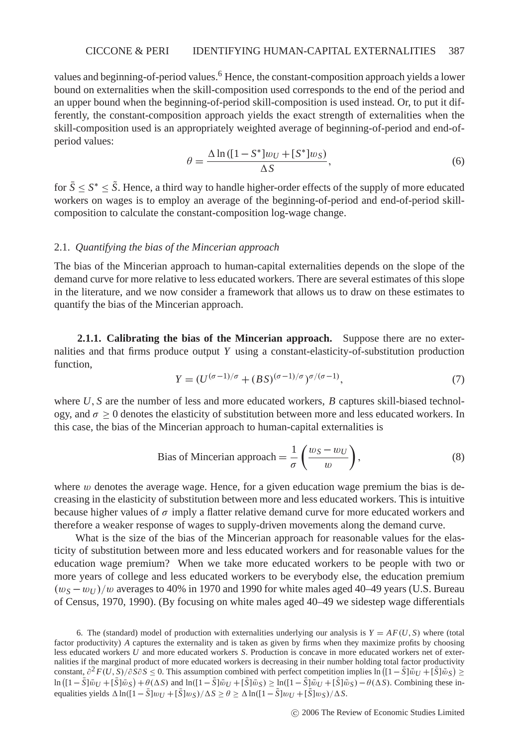values and beginning-of-period values.[6] Hence, the constant-composition approach yields a lower bound on externalities when the skill-composition used corresponds to the end of the period and an upper bound when the beginning-of-period skill-composition is used instead. Or, to put it differently, the constant-composition approach yields the exact strength of externalities when the skill-composition used is an appropriately weighted average of beginning-of-period and end-of-period values:

$$\theta = \frac{\Delta \ln([1 - S^*]w_U + [S^*]w_S)}{\Delta S}, \tag{6}$$

for $\bar{S} \leq S^* \leq \tilde{S}$. Hence, a third way to handle higher-order effects of the supply of more educated workers on wages is to employ an average of the beginning-of-period and end-of-period skill-composition to calculate the constant-composition log-wage change.

### 2.1. *Quantifying the bias of the Mincerian approach*

The bias of the Mincerian approach to human-capital externalities depends on the slope of the demand curve for more relative to less educated workers. There are several estimates of this slope in the literature, and we now consider a framework that allows us to draw on these estimates to quantify the bias of the Mincerian approach.

**2.1.1. Calibrating the bias of the Mincerian approach.** Suppose there are no externalities and that firms produce output $Y$ using a constant-elasticity-of-substitution production function,

$$Y = (U^{(\sigma-1)/\sigma} + (BS)^{(\sigma-1)/\sigma})^{\sigma/(\sigma-1)}, \tag{7}$$

where $U, S$ are the number of less and more educated workers, $B$ captures skill-biased technology, and $\sigma \geq 0$ denotes the elasticity of substitution between more and less educated workers. In this case, the bias of the Mincerian approach to human-capital externalities is

$$\text{Bias of Mincerian approach} = \frac{1}{\sigma}\left(\frac{w_S - w_U}{w}\right), \tag{8}$$

where $w$ denotes the average wage. Hence, for a given education wage premium the bias is decreasing in the elasticity of substitution between more and less educated workers. This is intuitive because higher values of $\sigma$ imply a flatter relative demand curve for more educated workers and therefore a weaker response of wages to supply-driven movements along the demand curve.

What is the size of the bias of the Mincerian approach for reasonable values for the elasticity of substitution between more and less educated workers and for reasonable values for the education wage premium? When we take more educated workers to be people with two or more years of college and less educated workers to be everybody else, the education premium $(w_S - w_U)/w$ averages to 40% in 1970 and 1990 for white males aged 40–49 years (U.S. Bureau of Census, 1970, 1990). (By focusing on white males aged 40–49 we sidestep wage differentials

6. The (standard) model of production with externalities underlying our analysis is $Y = AF(U, S)$ where (total factor productivity) $A$ captures the externality and is taken as given by firms when they maximize profits by choosing less educated workers $U$ and more educated workers $S$. Production is concave in more educated workers net of externalities if the marginal product of more educated workers is decreasing in their number holding total factor productivity constant, $\partial^2 F(U, S)/\partial S \partial S \leq 0$. This assumption combined with perfect competition implies $\ln([1 - \bar{S}]\tilde{w}_U + [\bar{S}]\tilde{w}_S) \geq \ln([1 - \bar{S}]\bar{w}_U + [\bar{S}]\bar{w}_S) + \theta(\Delta S)$ and $\ln([1 - \tilde{S}]\bar{w}_U + [\tilde{S}]\bar{w}_S) \geq \ln([1 - \tilde{S}]\tilde{w}_U + [\tilde{S}]\tilde{w}_S) - \theta(\Delta S)$. Combining these inequalities yields $\Delta \ln([1 - \bar{S}]w_U + [\bar{S}]w_S)/\Delta S \geq \theta \geq \Delta \ln([1 - \tilde{S}]w_U + [\tilde{S}]w_S)/\Delta S$.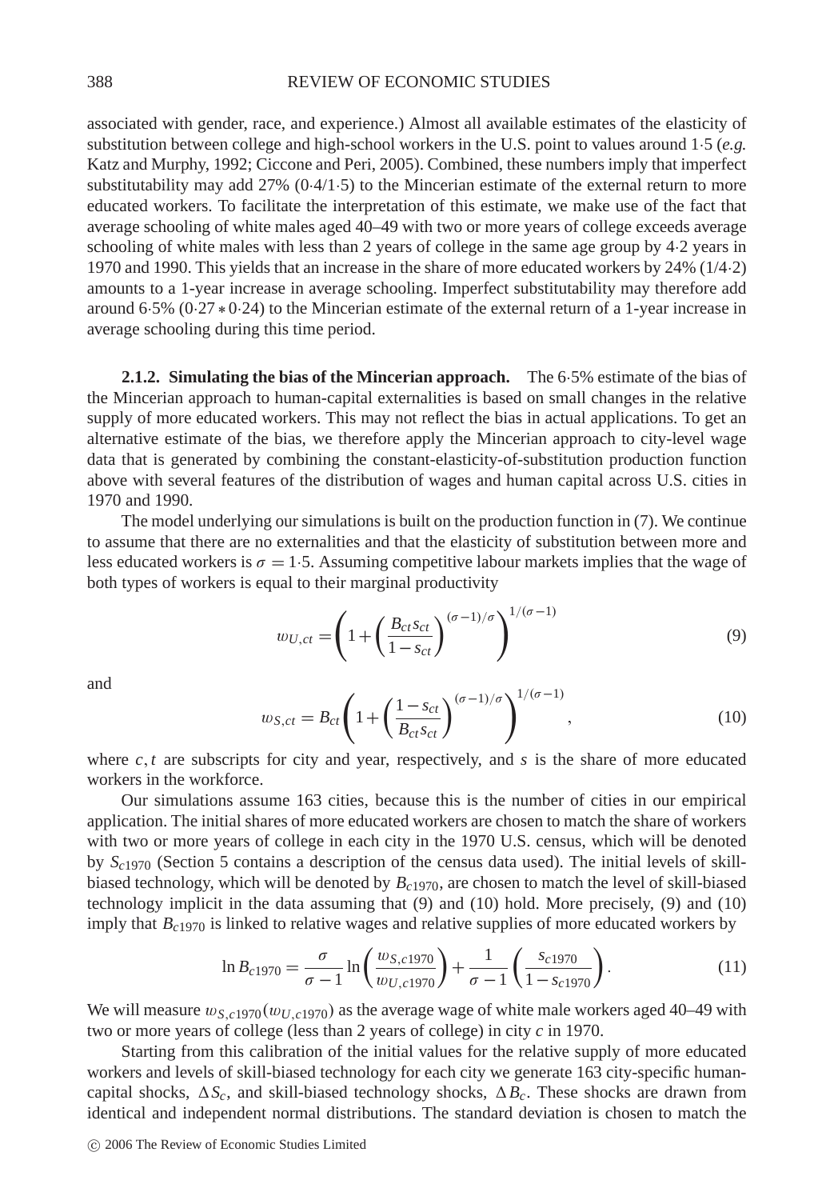associated with gender, race, and experience.) Almost all available estimates of the elasticity of substitution between college and high-school workers in the U.S. point to values around 1·5 (*e.g.* Katz and Murphy, 1992; Ciccone and Peri, 2005). Combined, these numbers imply that imperfect substitutability may add 27% (0·4/1·5) to the Mincerian estimate of the external return to more educated workers. To facilitate the interpretation of this estimate, we make use of the fact that average schooling of white males aged 40–49 with two or more years of college exceeds average schooling of white males with less than 2 years of college in the same age group by 4·2 years in 1970 and 1990. This yields that an increase in the share of more educated workers by 24% (1/4·2) amounts to a 1-year increase in average schooling. Imperfect substitutability may therefore add around 6·5% (0·27 ∗ 0·24) to the Mincerian estimate of the external return of a 1-year increase in average schooling during this time period.

### 2.1.2. Simulating the bias of the Mincerian approach.

The 6·5% estimate of the bias of the Mincerian approach to human-capital externalities is based on small changes in the relative supply of more educated workers. This may not reflect the bias in actual applications. To get an alternative estimate of the bias, we therefore apply the Mincerian approach to city-level wage data that is generated by combining the constant-elasticity-of-substitution production function above with several features of the distribution of wages and human capital across U.S. cities in 1970 and 1990.

The model underlying our simulations is built on the production function in (7). We continue to assume that there are no externalities and that the elasticity of substitution between more and less educated workers is $\sigma = 1{\cdot}5$. Assuming competitive labour markets implies that the wage of both types of workers is equal to their marginal productivity

$$w_{U,ct} = \left(1 + \left(\frac{B_{ct}s_{ct}}{1-s_{ct}}\right)^{(\sigma-1)/\sigma}\right)^{1/(\sigma-1)} \tag{9}$$

and

$$w_{S,ct} = B_{ct}\left(1 + \left(\frac{1-s_{ct}}{B_{ct}s_{ct}}\right)^{(\sigma-1)/\sigma}\right)^{1/(\sigma-1)}, \tag{10}$$

where $c, t$ are subscripts for city and year, respectively, and $s$ is the share of more educated workers in the workforce.

Our simulations assume 163 cities, because this is the number of cities in our empirical application. The initial shares of more educated workers are chosen to match the share of workers with two or more years of college in each city in the 1970 U.S. census, which will be denoted by $S_{c1970}$ (Section 5 contains a description of the census data used). The initial levels of skill-biased technology, which will be denoted by $B_{c1970}$, are chosen to match the level of skill-biased technology implicit in the data assuming that (9) and (10) hold. More precisely, (9) and (10) imply that $B_{c1970}$ is linked to relative wages and relative supplies of more educated workers by

$$\ln B_{c1970} = \frac{\sigma}{\sigma-1}\ln\left(\frac{w_{S,c1970}}{w_{U,c1970}}\right) + \frac{1}{\sigma-1}\left(\frac{s_{c1970}}{1-s_{c1970}}\right). \tag{11}$$

We will measure $w_{S,c1970}(w_{U,c1970})$ as the average wage of white male workers aged 40–49 with two or more years of college (less than 2 years of college) in city $c$ in 1970.

Starting from this calibration of the initial values for the relative supply of more educated workers and levels of skill-biased technology for each city we generate 163 city-specific human-capital shocks, $\Delta S_c$, and skill-biased technology shocks, $\Delta B_c$. These shocks are drawn from identical and independent normal distributions. The standard deviation is chosen to match the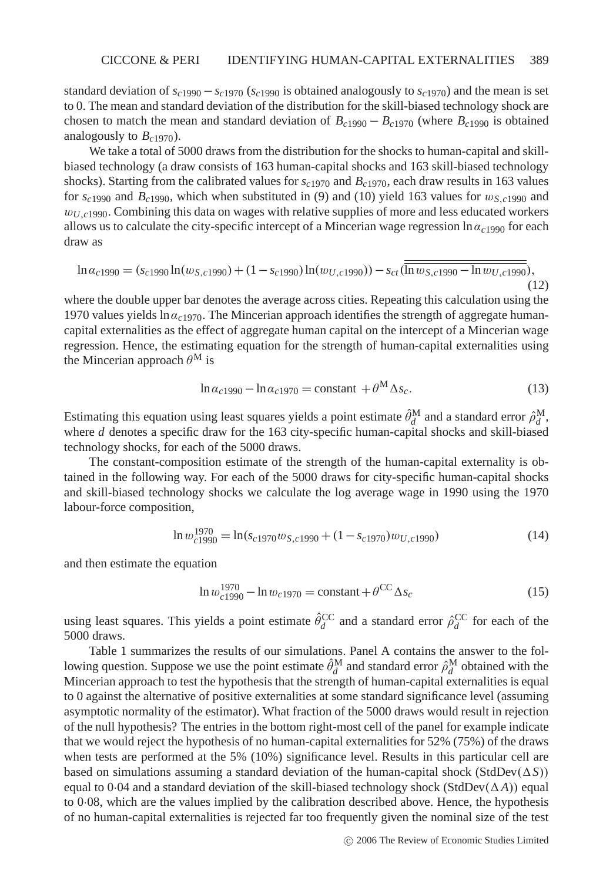standard deviation of $s_{c1990} - s_{c1970}$ ($s_{c1990}$ is obtained analogously to $s_{c1970}$) and the mean is set to 0. The mean and standard deviation of the distribution for the skill-biased technology shock are chosen to match the mean and standard deviation of $B_{c1990} - B_{c1970}$ (where $B_{c1990}$ is obtained analogously to $B_{c1970}$).

We take a total of 5000 draws from the distribution for the shocks to human-capital and skill-biased technology (a draw consists of 163 human-capital shocks and 163 skill-biased technology shocks). Starting from the calibrated values for $s_{c1970}$ and $B_{c1970}$, each draw results in 163 values for $s_{c1990}$ and $B_{c1990}$, which when substituted in (9) and (10) yield 163 values for $w_{S,c1990}$ and $w_{U,c1990}$. Combining this data on wages with relative supplies of more and less educated workers allows us to calculate the city-specific intercept of a Mincerian wage regression $\ln \alpha_{c1990}$ for each draw as

$$\ln \alpha_{c1990} = (s_{c1990} \ln(w_{S,c1990}) + (1 - s_{c1990}) \ln(w_{U,c1990})) - s_{ct}\, \overline{\overline{(\ln w_{S,c1990} - \ln w_{U,c1990})}}, \tag{12}$$

where the double upper bar denotes the average across cities. Repeating this calculation using the 1970 values yields $\ln \alpha_{c1970}$. The Mincerian approach identifies the strength of aggregate human-capital externalities as the effect of aggregate human capital on the intercept of a Mincerian wage regression. Hence, the estimating equation for the strength of human-capital externalities using the Mincerian approach $\theta^{\mathrm{M}}$ is

$$\ln \alpha_{c1990} - \ln \alpha_{c1970} = \text{constant } + \theta^{\mathrm{M}} \Delta s_c. \tag{13}$$

Estimating this equation using least squares yields a point estimate $\hat{\theta}_d^{\mathrm{M}}$ and a standard error $\hat{\rho}_d^{\mathrm{M}}$, where $d$ denotes a specific draw for the 163 city-specific human-capital shocks and skill-biased technology shocks, for each of the 5000 draws.

The constant-composition estimate of the strength of the human-capital externality is obtained in the following way. For each of the 5000 draws for city-specific human-capital shocks and skill-biased technology shocks we calculate the log average wage in 1990 using the 1970 labour-force composition,

$$\ln w_{c1990}^{1970} = \ln(s_{c1970} w_{S,c1990} + (1 - s_{c1970}) w_{U,c1990}) \tag{14}$$

and then estimate the equation

$$\ln w_{c1990}^{1970} - \ln w_{c1970} = \text{constant} + \theta^{\mathrm{CC}} \Delta s_c \tag{15}$$

using least squares. This yields a point estimate $\hat{\theta}_d^{\mathrm{CC}}$ and a standard error $\hat{\rho}_d^{\mathrm{CC}}$ for each of the 5000 draws.

Table 1 summarizes the results of our simulations. Panel A contains the answer to the following question. Suppose we use the point estimate $\hat{\theta}_d^{\mathrm{M}}$ and standard error $\hat{\rho}_d^{\mathrm{M}}$ obtained with the Mincerian approach to test the hypothesis that the strength of human-capital externalities is equal to 0 against the alternative of positive externalities at some standard significance level (assuming asymptotic normality of the estimator). What fraction of the 5000 draws would result in rejection of the null hypothesis? The entries in the bottom right-most cell of the panel for example indicate that we would reject the hypothesis of no human-capital externalities for 52% (75%) of the draws when tests are performed at the 5% (10%) significance level. Results in this particular cell are based on simulations assuming a standard deviation of the human-capital shock (StdDev($\Delta S$)) equal to 0·04 and a standard deviation of the skill-biased technology shock (StdDev($\Delta A$)) equal to 0·08, which are the values implied by the calibration described above. Hence, the hypothesis of no human-capital externalities is rejected far too frequently given the nominal size of the test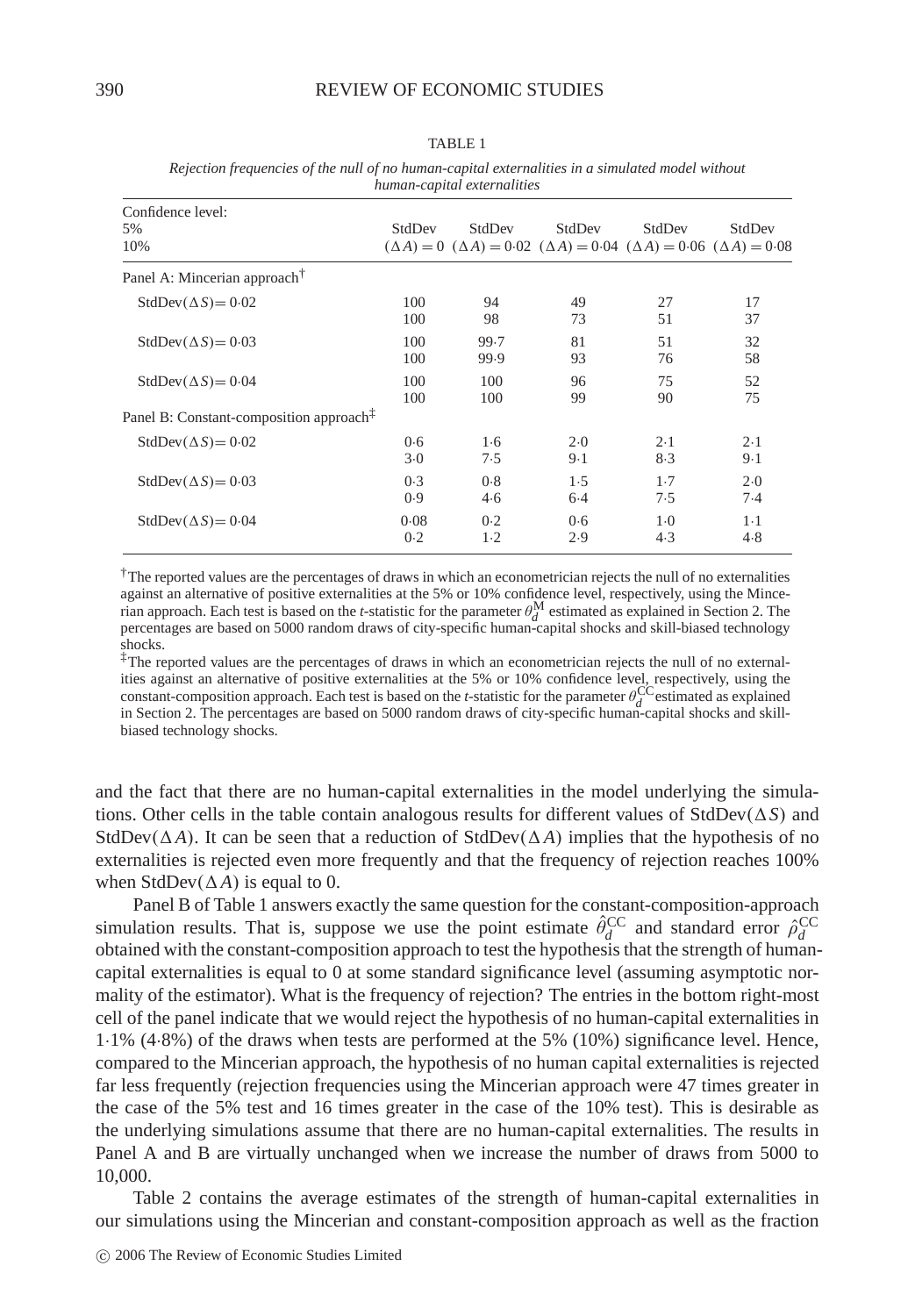TABLE 1

*Rejection frequencies of the null of no human-capital externalities in a simulated model without human-capital externalities*

| Confidence level: 5% / 10% | StdDev $(\Delta A) = 0$ | StdDev $(\Delta A) = 0{\cdot}02$ | StdDev $(\Delta A) = 0{\cdot}04$ | StdDev $(\Delta A) = 0{\cdot}06$ | StdDev $(\Delta A) = 0{\cdot}08$ |
|---|---|---|---|---|---|
| Panel A: Mincerian approach[†] | | | | | |
| StdDev$(\Delta S) = 0{\cdot}02$ | 100 | 94 | 49 | 27 | 17 |
| | 100 | 98 | 73 | 51 | 37 |
| StdDev$(\Delta S) = 0{\cdot}03$ | 100 | 99·7 | 81 | 51 | 32 |
| | 100 | 99·9 | 93 | 76 | 58 |
| StdDev$(\Delta S) = 0{\cdot}04$ | 100 | 100 | 96 | 75 | 52 |
| | 100 | 100 | 99 | 90 | 75 |
| Panel B: Constant-composition approach[‡] | | | | | |
| StdDev$(\Delta S) = 0{\cdot}02$ | 0·6 | 1·6 | 2·0 | 2·1 | 2·1 |
| | 3·0 | 7·5 | 9·1 | 8·3 | 9·1 |
| StdDev$(\Delta S) = 0{\cdot}03$ | 0·3 | 0·8 | 1·5 | 1·7 | 2·0 |
| | 0·9 | 4·6 | 6·4 | 7·5 | 7·4 |
| StdDev$(\Delta S) = 0{\cdot}04$ | 0·08 | 0·2 | 0·6 | 1·0 | 1·1 |
| | 0·2 | 1·2 | 2·9 | 4·3 | 4·8 |

[†] The reported values are the percentages of draws in which an econometrician rejects the null of no externalities against an alternative of positive externalities at the 5% or 10% confidence level, respectively, using the Mincerian approach. Each test is based on the *t*-statistic for the parameter $\theta_d^{\mathrm{M}}$ estimated as explained in Section 2. The percentages are based on 5000 random draws of city-specific human-capital shocks and skill-biased technology shocks.

[‡] The reported values are the percentages of draws in which an econometrician rejects the null of no externalities against an alternative of positive externalities at the 5% or 10% confidence level, respectively, using the constant-composition approach. Each test is based on the *t*-statistic for the parameter $\theta_d^{\mathrm{CC}}$ estimated as explained in Section 2. The percentages are based on 5000 random draws of city-specific human-capital shocks and skill-biased technology shocks.

and the fact that there are no human-capital externalities in the model underlying the simulations. Other cells in the table contain analogous results for different values of StdDev$(\Delta S)$ and StdDev$(\Delta A)$. It can be seen that a reduction of StdDev$(\Delta A)$ implies that the hypothesis of no externalities is rejected even more frequently and that the frequency of rejection reaches 100% when StdDev$(\Delta A)$ is equal to 0.

Panel B of Table 1 answers exactly the same question for the constant-composition-approach simulation results. That is, suppose we use the point estimate $\hat{\theta}_d^{\mathrm{CC}}$ and standard error $\hat{\rho}_d^{\mathrm{CC}}$ obtained with the constant-composition approach to test the hypothesis that the strength of human-capital externalities is equal to 0 at some standard significance level (assuming asymptotic normality of the estimator). What is the frequency of rejection? The entries in the bottom right-most cell of the panel indicate that we would reject the hypothesis of no human-capital externalities in 1·1% (4·8%) of the draws when tests are performed at the 5% (10%) significance level. Hence, compared to the Mincerian approach, the hypothesis of no human capital externalities is rejected far less frequently (rejection frequencies using the Mincerian approach were 47 times greater in the case of the 5% test and 16 times greater in the case of the 10% test). This is desirable as the underlying simulations assume that there are no human-capital externalities. The results in Panel A and B are virtually unchanged when we increase the number of draws from 5000 to 10,000.

Table 2 contains the average estimates of the strength of human-capital externalities in our simulations using the Mincerian and constant-composition approach as well as the fraction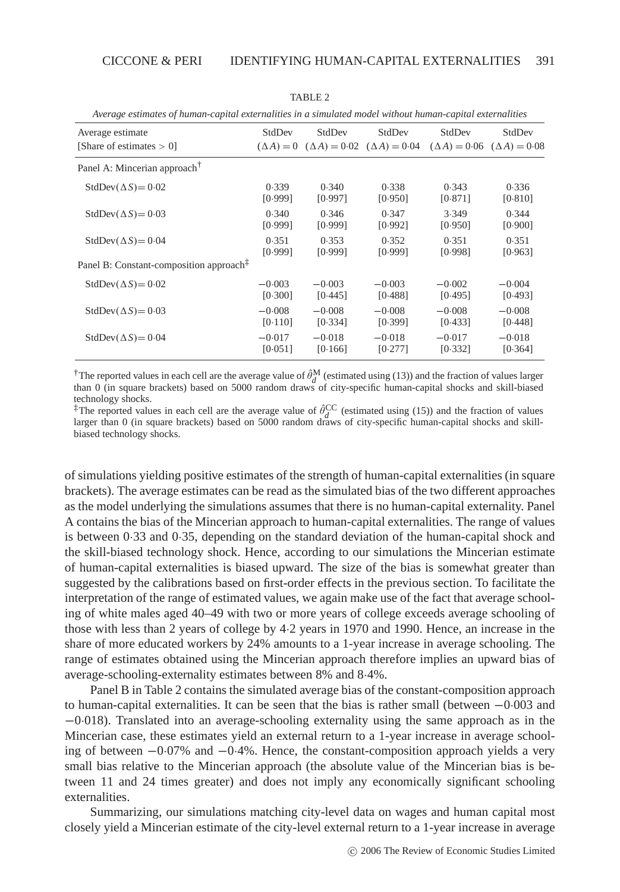TABLE 2

*Average estimates of human-capital externalities in a simulated model without human-capital externalities*

| Average estimate [Share of estimates > 0] | StdDev $(\Delta A) = 0$ | StdDev $(\Delta A) = 0{\cdot}02$ | StdDev $(\Delta A) = 0{\cdot}04$ | StdDev $(\Delta A) = 0{\cdot}06$ | StdDev $(\Delta A) = 0{\cdot}08$ |
|---|---|---|---|---|---|
| Panel A: Mincerian approach† | | | | | |
| StdDev$(\Delta S)$= 0·02 | 0·339 [0·999] | 0·340 [0·997] | 0·338 [0·950] | 0·343 [0·871] | 0·336 [0·810] |
| StdDev$(\Delta S)$= 0·03 | 0·340 [0·999] | 0·346 [0·999] | 0·347 [0·992] | 3·349 [0·950] | 0·344 [0·900] |
| StdDev$(\Delta S)$= 0·04 | 0·351 [0·999] | 0·353 [0·999] | 0·352 [0·999] | 0·351 [0·998] | 0·351 [0·963] |
| Panel B: Constant-composition approach‡ | | | | | |
| StdDev$(\Delta S)$= 0·02 | −0·003 [0·300] | −0·003 [0·445] | −0·003 [0·488] | −0·002 [0·495] | −0·004 [0·493] |
| StdDev$(\Delta S)$= 0·03 | −0·008 [0·110] | −0·008 [0·334] | −0·008 [0·399] | −0·008 [0·433] | −0·008 [0·448] |
| StdDev$(\Delta S)$= 0·04 | −0·017 [0·051] | −0·018 [0·166] | −0·018 [0·277] | −0·017 [0·332] | −0·018 [0·364] |

†The reported values in each cell are the average value of $\hat{\theta}_d^{\mathrm{M}}$ (estimated using (13)) and the fraction of values larger than 0 (in square brackets) based on 5000 random draws of city-specific human-capital shocks and skill-biased technology shocks.

‡The reported values in each cell are the average value of $\hat{\theta}_d^{\mathrm{CC}}$ (estimated using (15)) and the fraction of values larger than 0 (in square brackets) based on 5000 random draws of city-specific human-capital shocks and skill-biased technology shocks.

of simulations yielding positive estimates of the strength of human-capital externalities (in square brackets). The average estimates can be read as the simulated bias of the two different approaches as the model underlying the simulations assumes that there is no human-capital externality. Panel A contains the bias of the Mincerian approach to human-capital externalities. The range of values is between 0·33 and 0·35, depending on the standard deviation of the human-capital shock and the skill-biased technology shock. Hence, according to our simulations the Mincerian estimate of human-capital externalities is biased upward. The size of the bias is somewhat greater than suggested by the calibrations based on first-order effects in the previous section. To facilitate the interpretation of the range of estimated values, we again make use of the fact that average schooling of white males aged 40–49 with two or more years of college exceeds average schooling of those with less than 2 years of college by 4·2 years in 1970 and 1990. Hence, an increase in the share of more educated workers by 24% amounts to a 1-year increase in average schooling. The range of estimates obtained using the Mincerian approach therefore implies an upward bias of average-schooling-externality estimates between 8% and 8·4%.

Panel B in Table 2 contains the simulated average bias of the constant-composition approach to human-capital externalities. It can be seen that the bias is rather small (between −0·003 and −0·018). Translated into an average-schooling externality using the same approach as in the Mincerian case, these estimates yield an external return to a 1-year increase in average schooling of between −0·07% and −0·4%. Hence, the constant-composition approach yields a very small bias relative to the Mincerian approach (the absolute value of the Mincerian bias is between 11 and 24 times greater) and does not imply any economically significant schooling externalities.

Summarizing, our simulations matching city-level data on wages and human capital most closely yield a Mincerian estimate of the city-level external return to a 1-year increase in average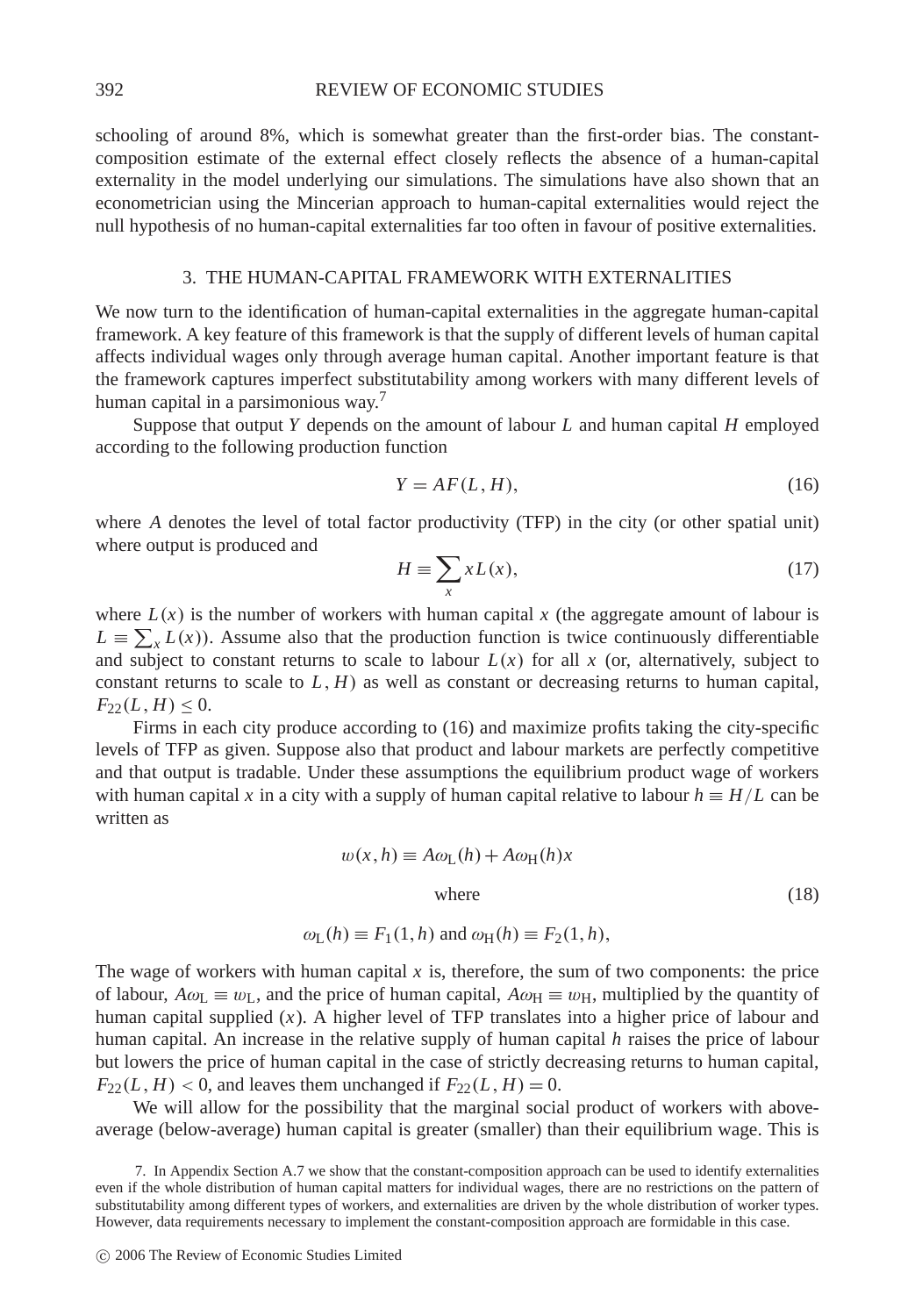schooling of around 8%, which is somewhat greater than the first-order bias. The constant-composition estimate of the external effect closely reflects the absence of a human-capital externality in the model underlying our simulations. The simulations have also shown that an econometrician using the Mincerian approach to human-capital externalities would reject the null hypothesis of no human-capital externalities far too often in favour of positive externalities.

## 3. THE HUMAN-CAPITAL FRAMEWORK WITH EXTERNALITIES

We now turn to the identification of human-capital externalities in the aggregate human-capital framework. A key feature of this framework is that the supply of different levels of human capital affects individual wages only through average human capital. Another important feature is that the framework captures imperfect substitutability among workers with many different levels of human capital in a parsimonious way.[7]

Suppose that output $Y$ depends on the amount of labour $L$ and human capital $H$ employed according to the following production function

$$Y = AF(L, H), \tag{16}$$

where $A$ denotes the level of total factor productivity (TFP) in the city (or other spatial unit) where output is produced and

$$H \equiv \sum_x xL(x), \tag{17}$$

where $L(x)$ is the number of workers with human capital $x$ (the aggregate amount of labour is $L \equiv \sum_x L(x)$). Assume also that the production function is twice continuously differentiable and subject to constant returns to scale to labour $L(x)$ for all $x$ (or, alternatively, subject to constant returns to scale to $L, H$) as well as constant or decreasing returns to human capital, $F_{22}(L, H) \leq 0$.

Firms in each city produce according to (16) and maximize profits taking the city-specific levels of TFP as given. Suppose also that product and labour markets are perfectly competitive and that output is tradable. Under these assumptions the equilibrium product wage of workers with human capital $x$ in a city with a supply of human capital relative to labour $h \equiv H/L$ can be written as

$$w(x, h) \equiv A\omega_{\mathrm{L}}(h) + A\omega_{\mathrm{H}}(h)x$$

$$\text{where} \tag{18}$$

$$\omega_{\mathrm{L}}(h) \equiv F_1(1, h) \text{ and } \omega_{\mathrm{H}}(h) \equiv F_2(1, h),$$

The wage of workers with human capital $x$ is, therefore, the sum of two components: the price of labour, $A\omega_{\mathrm{L}} \equiv w_{\mathrm{L}}$, and the price of human capital, $A\omega_{\mathrm{H}} \equiv w_{\mathrm{H}}$, multiplied by the quantity of human capital supplied ($x$). A higher level of TFP translates into a higher price of labour and human capital. An increase in the relative supply of human capital $h$ raises the price of labour but lowers the price of human capital in the case of strictly decreasing returns to human capital, $F_{22}(L, H) < 0$, and leaves them unchanged if $F_{22}(L, H) = 0$.

We will allow for the possibility that the marginal social product of workers with above-average (below-average) human capital is greater (smaller) than their equilibrium wage. This is

7. In Appendix Section A.7 we show that the constant-composition approach can be used to identify externalities even if the whole distribution of human capital matters for individual wages, there are no restrictions on the pattern of substitutability among different types of workers, and externalities are driven by the whole distribution of worker types. However, data requirements necessary to implement the constant-composition approach are formidable in this case.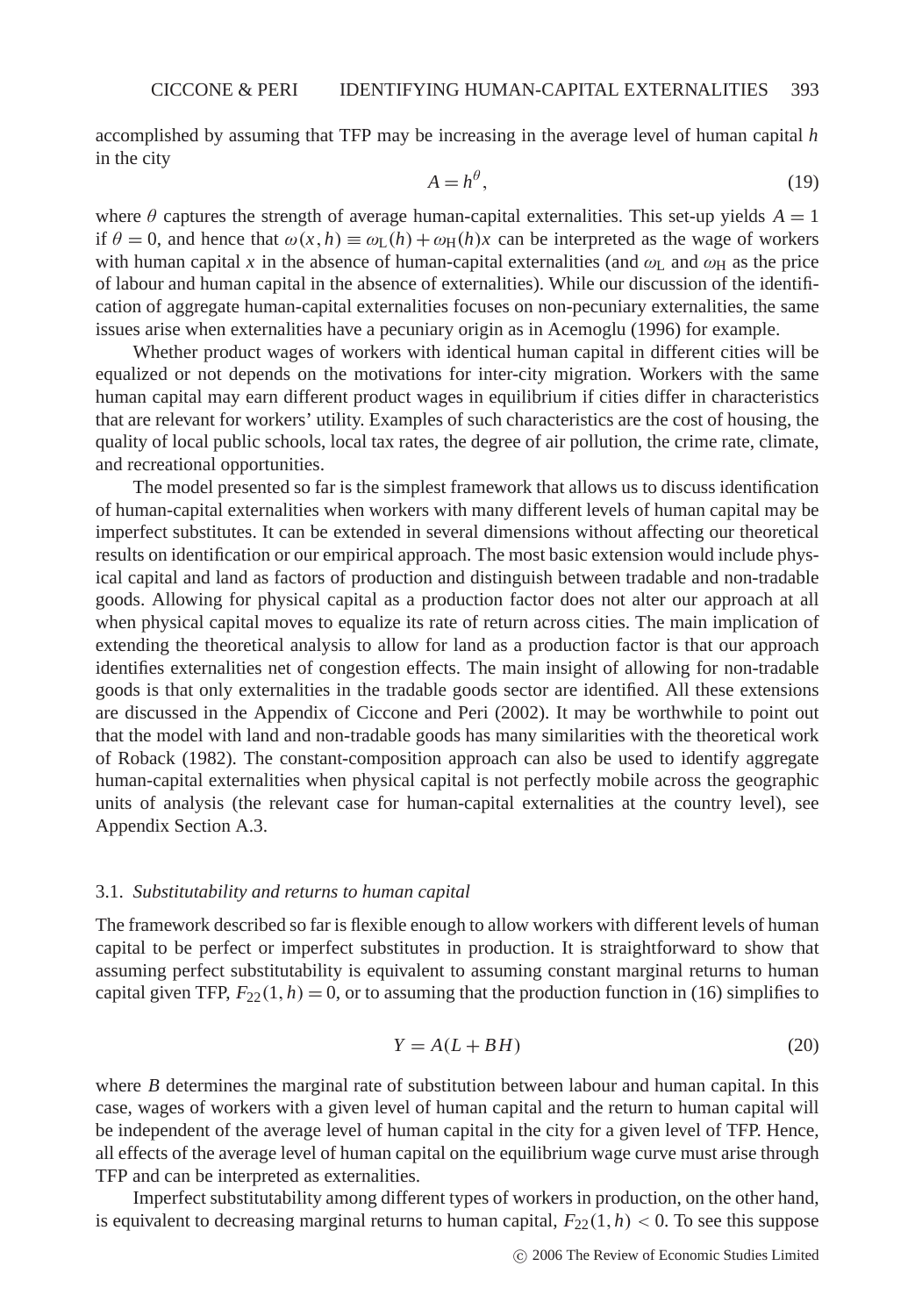accomplished by assuming that TFP may be increasing in the average level of human capital $h$ in the city

$$A = h^{\theta}, \tag{19}$$

where $\theta$ captures the strength of average human-capital externalities. This set-up yields $A = 1$ if $\theta = 0$, and hence that $\omega(x, h) \equiv \omega_{\text{L}}(h) + \omega_{\text{H}}(h)x$ can be interpreted as the wage of workers with human capital $x$ in the absence of human-capital externalities (and $\omega_{\text{L}}$ and $\omega_{\text{H}}$ as the price of labour and human capital in the absence of externalities). While our discussion of the identification of aggregate human-capital externalities focuses on non-pecuniary externalities, the same issues arise when externalities have a pecuniary origin as in Acemoglu (1996) for example.

Whether product wages of workers with identical human capital in different cities will be equalized or not depends on the motivations for inter-city migration. Workers with the same human capital may earn different product wages in equilibrium if cities differ in characteristics that are relevant for workers' utility. Examples of such characteristics are the cost of housing, the quality of local public schools, local tax rates, the degree of air pollution, the crime rate, climate, and recreational opportunities.

The model presented so far is the simplest framework that allows us to discuss identification of human-capital externalities when workers with many different levels of human capital may be imperfect substitutes. It can be extended in several dimensions without affecting our theoretical results on identification or our empirical approach. The most basic extension would include physical capital and land as factors of production and distinguish between tradable and non-tradable goods. Allowing for physical capital as a production factor does not alter our approach at all when physical capital moves to equalize its rate of return across cities. The main implication of extending the theoretical analysis to allow for land as a production factor is that our approach identifies externalities net of congestion effects. The main insight of allowing for non-tradable goods is that only externalities in the tradable goods sector are identified. All these extensions are discussed in the Appendix of Ciccone and Peri (2002). It may be worthwhile to point out that the model with land and non-tradable goods has many similarities with the theoretical work of Roback (1982). The constant-composition approach can also be used to identify aggregate human-capital externalities when physical capital is not perfectly mobile across the geographic units of analysis (the relevant case for human-capital externalities at the country level), see Appendix Section A.3.

### 3.1. *Substitutability and returns to human capital*

The framework described so far is flexible enough to allow workers with different levels of human capital to be perfect or imperfect substitutes in production. It is straightforward to show that assuming perfect substitutability is equivalent to assuming constant marginal returns to human capital given TFP, $F_{22}(1, h) = 0$, or to assuming that the production function in (16) simplifies to

$$Y = A(L + BH) \tag{20}$$

where $B$ determines the marginal rate of substitution between labour and human capital. In this case, wages of workers with a given level of human capital and the return to human capital will be independent of the average level of human capital in the city for a given level of TFP. Hence, all effects of the average level of human capital on the equilibrium wage curve must arise through TFP and can be interpreted as externalities.

Imperfect substitutability among different types of workers in production, on the other hand, is equivalent to decreasing marginal returns to human capital, $F_{22}(1, h) < 0$. To see this suppose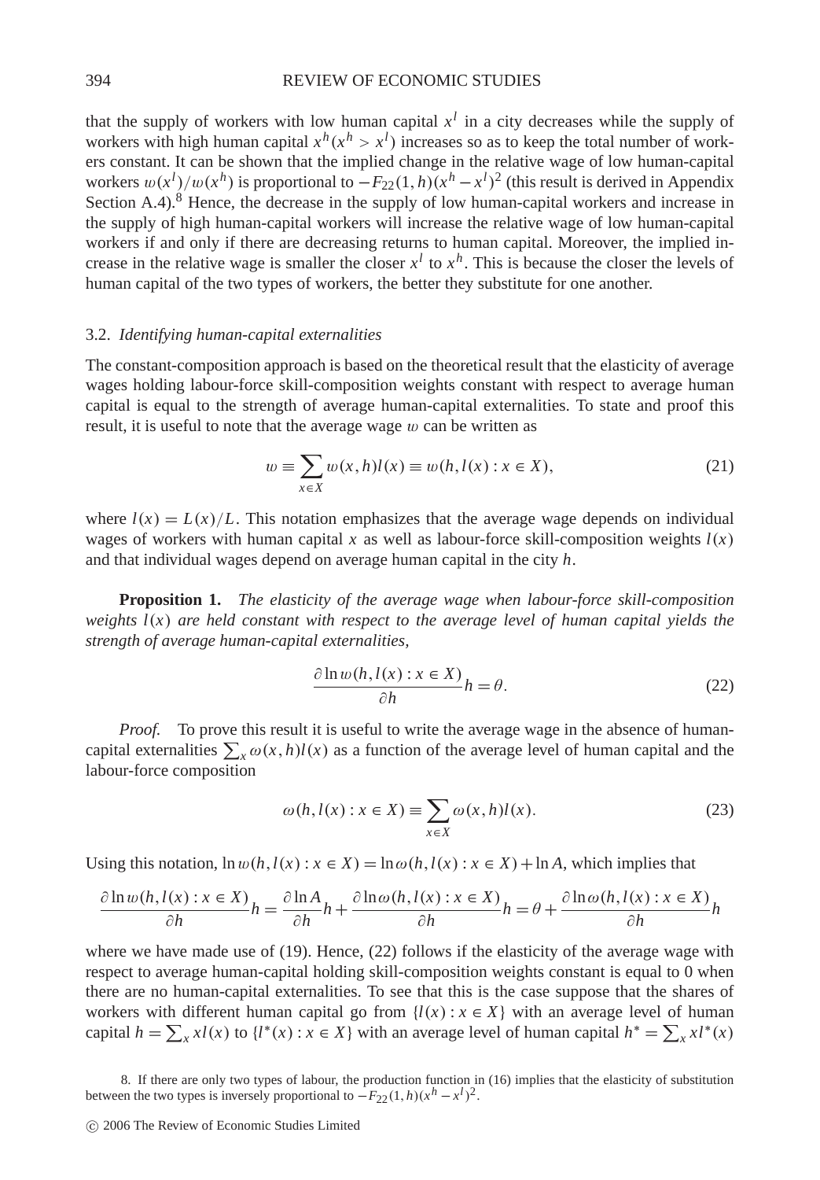that the supply of workers with low human capital $x^l$ in a city decreases while the supply of workers with high human capital $x^h (x^h > x^l)$ increases so as to keep the total number of workers constant. It can be shown that the implied change in the relative wage of low human-capital workers $w(x^l)/w(x^h)$ is proportional to $-F_{22}(1,h)(x^h - x^l)^2$ (this result is derived in Appendix Section A.4).[8] Hence, the decrease in the supply of low human-capital workers and increase in the supply of high human-capital workers will increase the relative wage of low human-capital workers if and only if there are decreasing returns to human capital. Moreover, the implied increase in the relative wage is smaller the closer $x^l$ to $x^h$. This is because the closer the levels of human capital of the two types of workers, the better they substitute for one another.

### 3.2. *Identifying human-capital externalities*

The constant-composition approach is based on the theoretical result that the elasticity of average wages holding labour-force skill-composition weights constant with respect to average human capital is equal to the strength of average human-capital externalities. To state and proof this result, it is useful to note that the average wage $w$ can be written as

$$w \equiv \sum_{x \in X} w(x,h) l(x) \equiv w(h, l(x) : x \in X), \tag{21}$$

where $l(x) = L(x)/L$. This notation emphasizes that the average wage depends on individual wages of workers with human capital $x$ as well as labour-force skill-composition weights $l(x)$ and that individual wages depend on average human capital in the city $h$.

**Proposition 1.** *The elasticity of the average wage when labour-force skill-composition weights $l(x)$ are held constant with respect to the average level of human capital yields the strength of average human-capital externalities,*

$$\frac{\partial \ln w(h, l(x) : x \in X)}{\partial h} h = \theta. \tag{22}$$

*Proof.* To prove this result it is useful to write the average wage in the absence of human-capital externalities $\sum_x \omega(x,h) l(x)$ as a function of the average level of human capital and the labour-force composition

$$\omega(h, l(x) : x \in X) \equiv \sum_{x \in X} \omega(x,h) l(x). \tag{23}$$

Using this notation, $\ln w(h, l(x) : x \in X) = \ln \omega(h, l(x) : x \in X) + \ln A$, which implies that

$$\frac{\partial \ln w(h, l(x) : x \in X)}{\partial h} h = \frac{\partial \ln A}{\partial h} h + \frac{\partial \ln \omega(h, l(x) : x \in X)}{\partial h} h = \theta + \frac{\partial \ln \omega(h, l(x) : x \in X)}{\partial h} h$$

where we have made use of (19). Hence, (22) follows if the elasticity of the average wage with respect to average human-capital holding skill-composition weights constant is equal to 0 when there are no human-capital externalities. To see that this is the case suppose that the shares of workers with different human capital go from $\{l(x) : x \in X\}$ with an average level of human capital $h = \sum_x x l(x)$ to $\{l^*(x) : x \in X\}$ with an average level of human capital $h^* = \sum_x x l^*(x)$

8. If there are only two types of labour, the production function in (16) implies that the elasticity of substitution between the two types is inversely proportional to $-F_{22}(1,h)(x^h - x^l)^2$.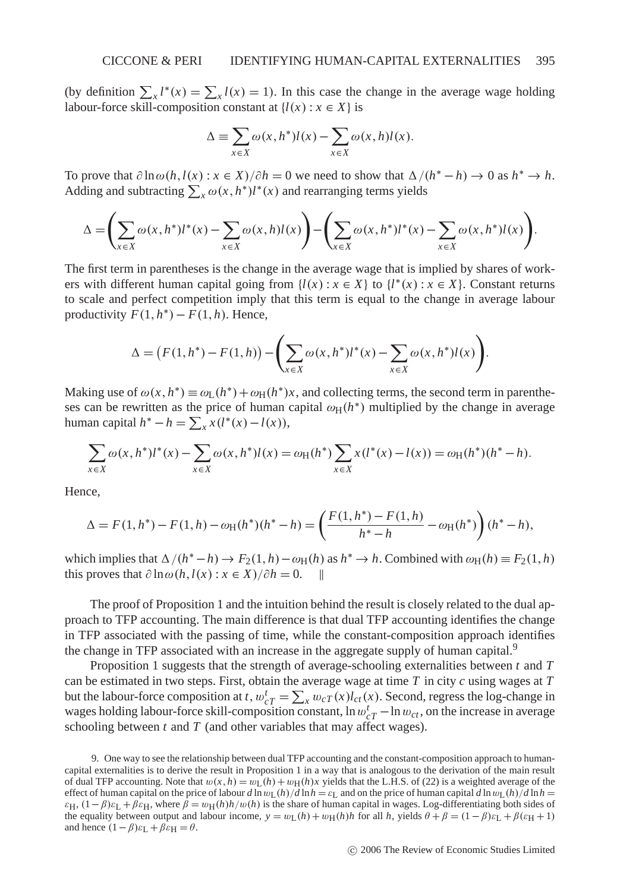(by definition $\sum_x l^*(x) = \sum_x l(x) = 1$). In this case the change in the average wage holding labour-force skill-composition constant at $\{l(x) : x \in X\}$ is

$$\Delta \equiv \sum_{x \in X} \omega(x, h^*) l(x) - \sum_{x \in X} \omega(x, h) l(x).$$

To prove that $\partial \ln \omega(h, l(x) : x \in X)/\partial h = 0$ we need to show that $\Delta/(h^* - h) \to 0$ as $h^* \to h$. Adding and subtracting $\sum_x \omega(x, h^*) l^*(x)$ and rearranging terms yields

$$\Delta = \left( \sum_{x \in X} \omega(x, h^*) l^*(x) - \sum_{x \in X} \omega(x, h) l(x) \right) - \left( \sum_{x \in X} \omega(x, h^*) l^*(x) - \sum_{x \in X} \omega(x, h^*) l(x) \right).$$

The first term in parentheses is the change in the average wage that is implied by shares of workers with different human capital going from $\{l(x) : x \in X\}$ to $\{l^*(x) : x \in X\}$. Constant returns to scale and perfect competition imply that this term is equal to the change in average labour productivity $F(1, h^*) - F(1, h)$. Hence,

$$\Delta = \left( F(1, h^*) - F(1, h) \right) - \left( \sum_{x \in X} \omega(x, h^*) l^*(x) - \sum_{x \in X} \omega(x, h^*) l(x) \right).$$

Making use of $\omega(x, h^*) \equiv \omega_{\mathrm{L}}(h^*) + \omega_{\mathrm{H}}(h^*) x$, and collecting terms, the second term in parentheses can be rewritten as the price of human capital $\omega_{\mathrm{H}}(h^*)$ multiplied by the change in average human capital $h^* - h = \sum_x x(l^*(x) - l(x))$,

$$\sum_{x \in X} \omega(x, h^*) l^*(x) - \sum_{x \in X} \omega(x, h^*) l(x) = \omega_{\mathrm{H}}(h^*) \sum_{x \in X} x(l^*(x) - l(x)) = \omega_{\mathrm{H}}(h^*)(h^* - h).$$

Hence,

$$\Delta = F(1, h^*) - F(1, h) - \omega_{\mathrm{H}}(h^*)(h^* - h) = \left( \frac{F(1, h^*) - F(1, h)}{h^* - h} - \omega_{\mathrm{H}}(h^*) \right)(h^* - h),$$

which implies that $\Delta/(h^* - h) \to F_2(1, h) - \omega_{\mathrm{H}}(h)$ as $h^* \to h$. Combined with $\omega_{\mathrm{H}}(h) \equiv F_2(1, h)$ this proves that $\partial \ln \omega(h, l(x) : x \in X)/\partial h = 0$. ‖

The proof of Proposition 1 and the intuition behind the result is closely related to the dual approach to TFP accounting. The main difference is that dual TFP accounting identifies the change in TFP associated with the passing of time, while the constant-composition approach identifies the change in TFP associated with an increase in the aggregate supply of human capital.[9]

Proposition 1 suggests that the strength of average-schooling externalities between $t$ and $T$ can be estimated in two steps. First, obtain the average wage at time $T$ in city $c$ using wages at $T$ but the labour-force composition at $t$, $w_{cT}^t = \sum_x w_{cT}(x) l_{ct}(x)$. Second, regress the log-change in wages holding labour-force skill-composition constant, $\ln w_{cT}^t - \ln w_{ct}$, on the increase in average schooling between $t$ and $T$ (and other variables that may affect wages).

9. One way to see the relationship between dual TFP accounting and the constant-composition approach to human-capital externalities is to derive the result in Proposition 1 in a way that is analogous to the derivation of the main result of dual TFP accounting. Note that $w(x, h) = w_{\mathrm{L}}(h) + w_{\mathrm{H}}(h)x$ yields that the L.H.S. of (22) is a weighted average of the effect of human capital on the price of labour $d \ln w_{\mathrm{L}}(h)/d \ln h = \varepsilon_{\mathrm{L}}$ and on the price of human capital $d \ln w_{\mathrm{L}}(h)/d \ln h = \varepsilon_{\mathrm{H}}$, $(1 - \beta)\varepsilon_{\mathrm{L}} + \beta \varepsilon_{\mathrm{H}}$, where $\beta = w_{\mathrm{H}}(h)h/w(h)$ is the share of human capital in wages. Log-differentiating both sides of the equality between output and labour income, $y = w_{\mathrm{L}}(h) + w_{\mathrm{H}}(h)h$ for all $h$, yields $\theta + \beta = (1 - \beta)\varepsilon_{\mathrm{L}} + \beta(\varepsilon_{\mathrm{H}} + 1)$ and hence $(1 - \beta)\varepsilon_{\mathrm{L}} + \beta \varepsilon_{\mathrm{H}} = \theta$.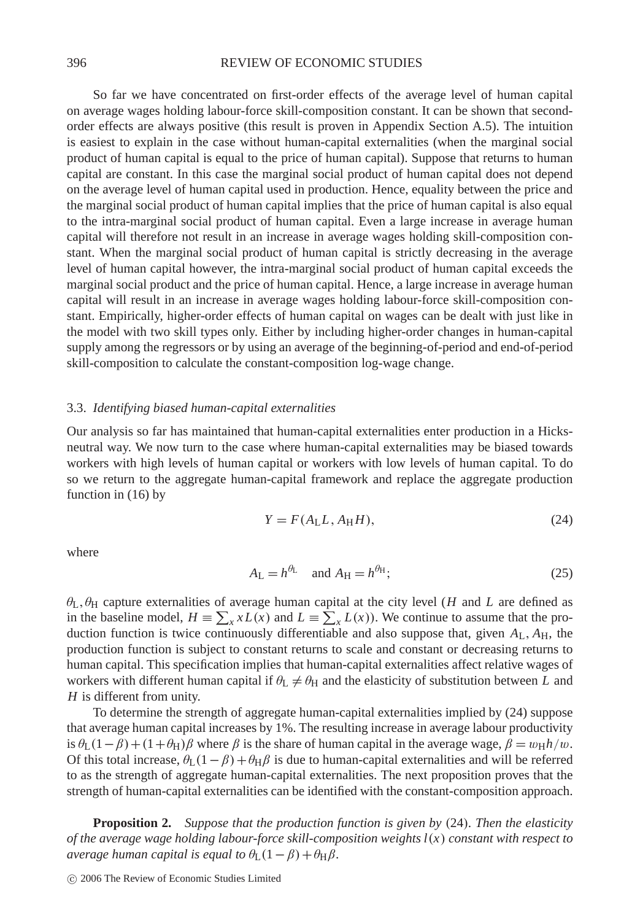So far we have concentrated on first-order effects of the average level of human capital on average wages holding labour-force skill-composition constant. It can be shown that second-order effects are always positive (this result is proven in Appendix Section A.5). The intuition is easiest to explain in the case without human-capital externalities (when the marginal social product of human capital is equal to the price of human capital). Suppose that returns to human capital are constant. In this case the marginal social product of human capital does not depend on the average level of human capital used in production. Hence, equality between the price and the marginal social product of human capital implies that the price of human capital is also equal to the intra-marginal social product of human capital. Even a large increase in average human capital will therefore not result in an increase in average wages holding skill-composition constant. When the marginal social product of human capital is strictly decreasing in the average level of human capital however, the intra-marginal social product of human capital exceeds the marginal social product and the price of human capital. Hence, a large increase in average human capital will result in an increase in average wages holding labour-force skill-composition constant. Empirically, higher-order effects of human capital on wages can be dealt with just like in the model with two skill types only. Either by including higher-order changes in human-capital supply among the regressors or by using an average of the beginning-of-period and end-of-period skill-composition to calculate the constant-composition log-wage change.

### 3.3. *Identifying biased human-capital externalities*

Our analysis so far has maintained that human-capital externalities enter production in a Hicks-neutral way. We now turn to the case where human-capital externalities may be biased towards workers with high levels of human capital or workers with low levels of human capital. To do so we return to the aggregate human-capital framework and replace the aggregate production function in (16) by

$$Y = F(A_L L, A_H H), \tag{24}$$

where

$$A_L = h^{\theta_L} \quad \text{and } A_H = h^{\theta_H}; \tag{25}$$

$\theta_L, \theta_H$ capture externalities of average human capital at the city level ($H$ and $L$ are defined as in the baseline model, $H \equiv \sum_x xL(x)$ and $L \equiv \sum_x L(x)$). We continue to assume that the production function is twice continuously differentiable and also suppose that, given $A_L, A_H$, the production function is subject to constant returns to scale and constant or decreasing returns to human capital. This specification implies that human-capital externalities affect relative wages of workers with different human capital if $\theta_L \neq \theta_H$ and the elasticity of substitution between $L$ and $H$ is different from unity.

To determine the strength of aggregate human-capital externalities implied by (24) suppose that average human capital increases by 1%. The resulting increase in average labour productivity is $\theta_L(1-\beta)+(1+\theta_H)\beta$ where $\beta$ is the share of human capital in the average wage, $\beta = w_H h/w$. Of this total increase, $\theta_L(1-\beta)+\theta_H\beta$ is due to human-capital externalities and will be referred to as the strength of aggregate human-capital externalities. The next proposition proves that the strength of human-capital externalities can be identified with the constant-composition approach.

**Proposition 2.** *Suppose that the production function is given by* (24). *Then the elasticity of the average wage holding labour-force skill-composition weights $l(x)$ constant with respect to average human capital is equal to $\theta_L(1-\beta)+\theta_H\beta$.*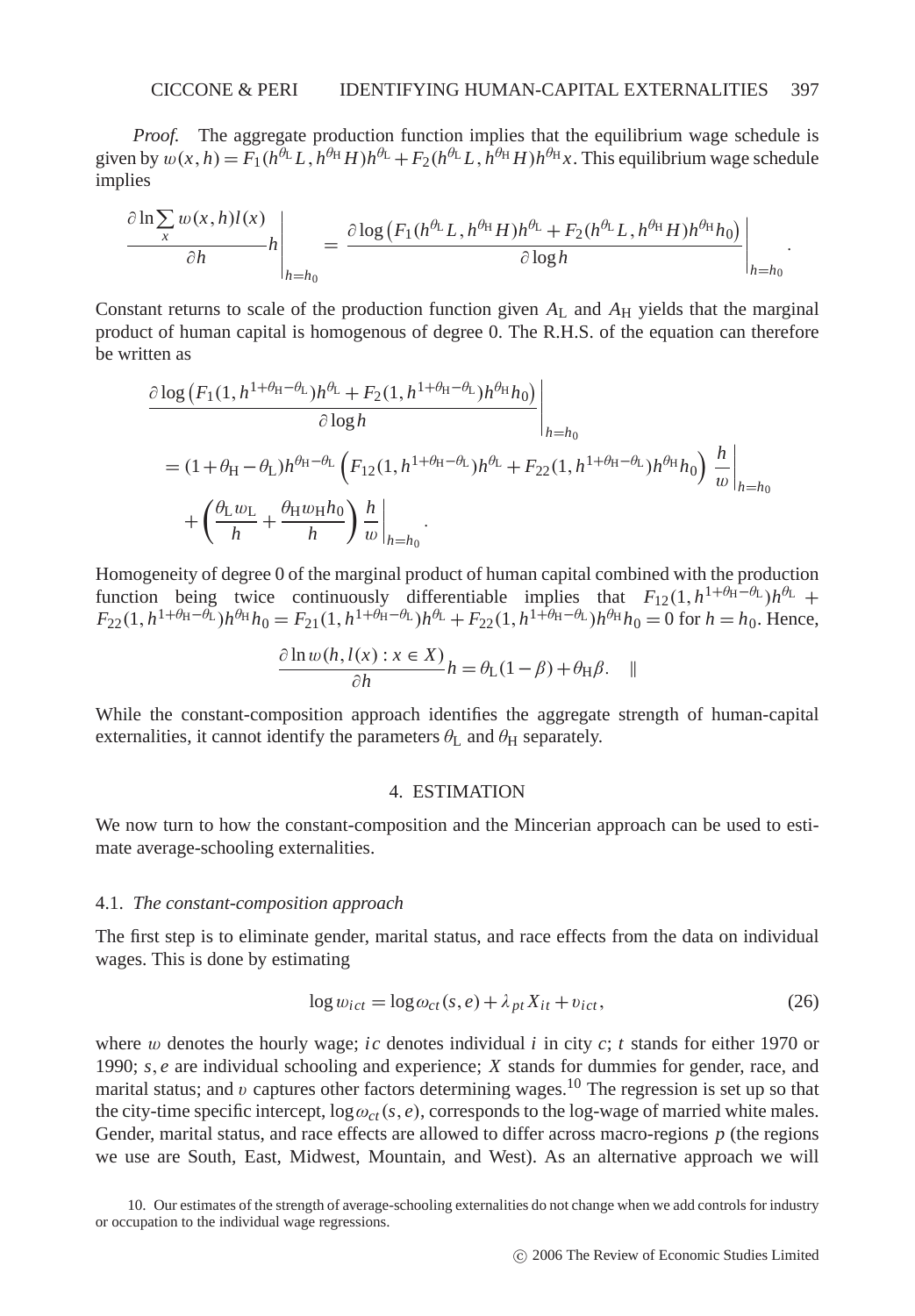*Proof.* The aggregate production function implies that the equilibrium wage schedule is given by $w(x,h) = F_1(h^{\theta_L} L, h^{\theta_H} H)h^{\theta_L} + F_2(h^{\theta_L} L, h^{\theta_H} H)h^{\theta_H} x$. This equilibrium wage schedule implies

$$\left.\frac{\partial \ln \sum_x w(x,h)l(x)}{\partial h} h\right|_{h=h_0} = \left.\frac{\partial \log\left(F_1(h^{\theta_L} L, h^{\theta_H} H)h^{\theta_L} + F_2(h^{\theta_L} L, h^{\theta_H} H)h^{\theta_H} h_0\right)}{\partial \log h}\right|_{h=h_0}.$$

Constant returns to scale of the production function given $A_L$ and $A_H$ yields that the marginal product of human capital is homogenous of degree 0. The R.H.S. of the equation can therefore be written as

$$\begin{aligned}
&\left.\frac{\partial \log\left(F_1(1, h^{1+\theta_H-\theta_L})h^{\theta_L} + F_2(1, h^{1+\theta_H-\theta_L})h^{\theta_H} h_0\right)}{\partial \log h}\right|_{h=h_0} \\
&= (1+\theta_H-\theta_L)h^{\theta_H-\theta_L}\left(F_{12}(1, h^{1+\theta_H-\theta_L})h^{\theta_L} + F_{22}(1, h^{1+\theta_H-\theta_L})h^{\theta_H} h_0\right)\left.\frac{h}{w}\right|_{h=h_0} \\
&\quad + \left(\frac{\theta_L w_L}{h} + \frac{\theta_H w_H h_0}{h}\right)\left.\frac{h}{w}\right|_{h=h_0}.
\end{aligned}$$

Homogeneity of degree 0 of the marginal product of human capital combined with the production function being twice continuously differentiable implies that $F_{12}(1, h^{1+\theta_H-\theta_L})h^{\theta_L} + F_{22}(1, h^{1+\theta_H-\theta_L})h^{\theta_H} h_0 = F_{21}(1, h^{1+\theta_H-\theta_L})h^{\theta_L} + F_{22}(1, h^{1+\theta_H-\theta_L})h^{\theta_H} h_0 = 0$ for $h = h_0$. Hence,

$$\frac{\partial \ln w(h, l(x) : x \in X)}{\partial h} h = \theta_L(1-\beta) + \theta_H \beta. \quad \|$$

While the constant-composition approach identifies the aggregate strength of human-capital externalities, it cannot identify the parameters $\theta_L$ and $\theta_H$ separately.

## 4. ESTIMATION

We now turn to how the constant-composition and the Mincerian approach can be used to estimate average-schooling externalities.

### 4.1. *The constant-composition approach*

The first step is to eliminate gender, marital status, and race effects from the data on individual wages. This is done by estimating

$$\log w_{ict} = \log \omega_{ct}(s,e) + \lambda_{pt} X_{it} + \upsilon_{ict}, \tag{26}$$

where $w$ denotes the hourly wage; $ic$ denotes individual $i$ in city $c$; $t$ stands for either 1970 or 1990; $s, e$ are individual schooling and experience; $X$ stands for dummies for gender, race, and marital status; and $\upsilon$ captures other factors determining wages.[10] The regression is set up so that the city-time specific intercept, $\log \omega_{ct}(s,e)$, corresponds to the log-wage of married white males. Gender, marital status, and race effects are allowed to differ across macro-regions $p$ (the regions we use are South, East, Midwest, Mountain, and West). As an alternative approach we will

10. Our estimates of the strength of average-schooling externalities do not change when we add controls for industry or occupation to the individual wage regressions.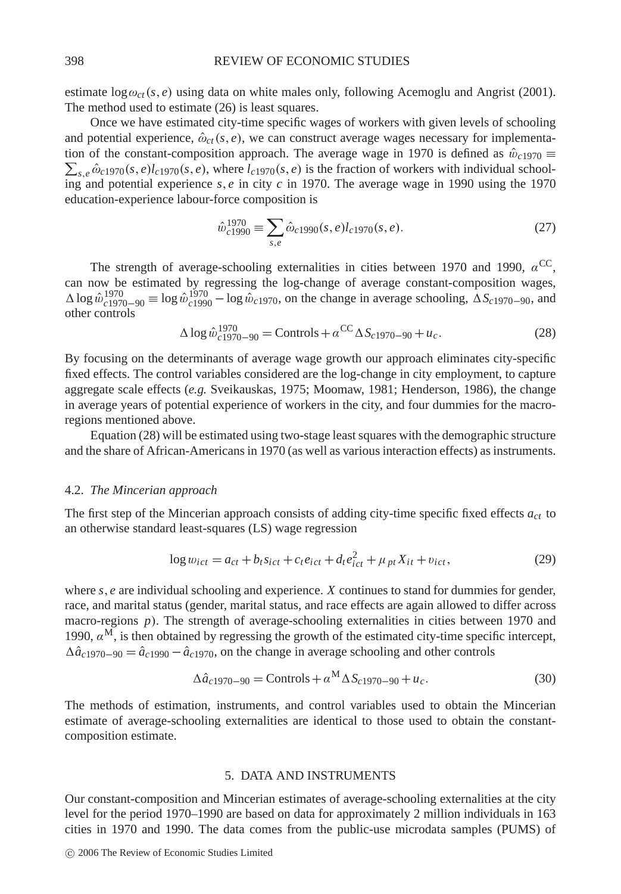estimate $\log \omega_{ct}(s,e)$ using data on white males only, following Acemoglu and Angrist (2001). The method used to estimate (26) is least squares.

Once we have estimated city-time specific wages of workers with given levels of schooling and potential experience, $\hat{\omega}_{ct}(s,e)$, we can construct average wages necessary for implementation of the constant-composition approach. The average wage in 1970 is defined as $\hat{w}_{c1970} \equiv \sum_{s,e} \hat{\omega}_{c1970}(s,e) l_{c1970}(s,e)$, where $l_{c1970}(s,e)$ is the fraction of workers with individual schooling and potential experience $s, e$ in city $c$ in 1970. The average wage in 1990 using the 1970 education-experience labour-force composition is

$$\hat{w}^{1970}_{c1990} \equiv \sum_{s,e} \hat{\omega}_{c1990}(s,e) l_{c1970}(s,e). \tag{27}$$

The strength of average-schooling externalities in cities between 1970 and 1990, $\alpha^{\text{CC}}$, can now be estimated by regressing the log-change of average constant-composition wages, $\Delta \log \hat{w}^{1970}_{c1970-90} \equiv \log \hat{w}^{1970}_{c1990} - \log \hat{w}_{c1970}$, on the change in average schooling, $\Delta S_{c1970-90}$, and other controls

$$\Delta \log \hat{w}^{1970}_{c1970-90} = \text{Controls} + \alpha^{\text{CC}} \Delta S_{c1970-90} + u_c. \tag{28}$$

By focusing on the determinants of average wage growth our approach eliminates city-specific fixed effects. The control variables considered are the log-change in city employment, to capture aggregate scale effects (*e.g.* Sveikauskas, 1975; Moomaw, 1981; Henderson, 1986), the change in average years of potential experience of workers in the city, and four dummies for the macro-regions mentioned above.

Equation (28) will be estimated using two-stage least squares with the demographic structure and the share of African-Americans in 1970 (as well as various interaction effects) as instruments.

### 4.2. *The Mincerian approach*

The first step of the Mincerian approach consists of adding city-time specific fixed effects $a_{ct}$ to an otherwise standard least-squares (LS) wage regression

$$\log w_{ict} = a_{ct} + b_t s_{ict} + c_t e_{ict} + d_t e^2_{ict} + \mu_{pt} X_{it} + \upsilon_{ict}, \tag{29}$$

where $s, e$ are individual schooling and experience. $X$ continues to stand for dummies for gender, race, and marital status (gender, marital status, and race effects are again allowed to differ across macro-regions $p$). The strength of average-schooling externalities in cities between 1970 and 1990, $\alpha^{\text{M}}$, is then obtained by regressing the growth of the estimated city-time specific intercept, $\Delta \hat{a}_{c1970-90} = \hat{a}_{c1990} - \hat{a}_{c1970}$, on the change in average schooling and other controls

$$\Delta \hat{a}_{c1970-90} = \text{Controls} + \alpha^{\text{M}} \Delta S_{c1970-90} + u_c. \tag{30}$$

The methods of estimation, instruments, and control variables used to obtain the Mincerian estimate of average-schooling externalities are identical to those used to obtain the constant-composition estimate.

## 5. DATA AND INSTRUMENTS

Our constant-composition and Mincerian estimates of average-schooling externalities at the city level for the period 1970–1990 are based on data for approximately 2 million individuals in 163 cities in 1970 and 1990. The data comes from the public-use microdata samples (PUMS) of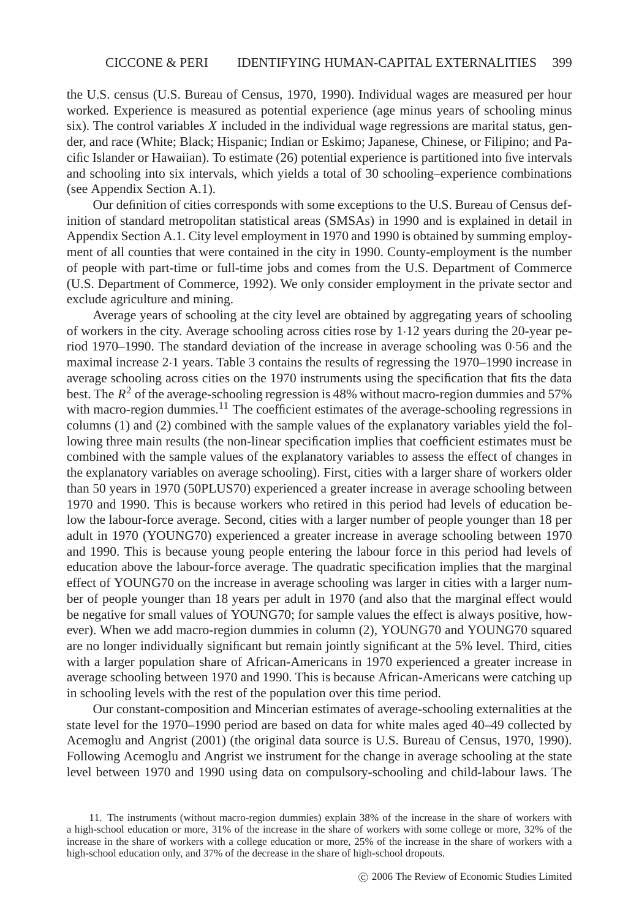the U.S. census (U.S. Bureau of Census, 1970, 1990). Individual wages are measured per hour worked. Experience is measured as potential experience (age minus years of schooling minus six). The control variables $X$ included in the individual wage regressions are marital status, gender, and race (White; Black; Hispanic; Indian or Eskimo; Japanese, Chinese, or Filipino; and Pacific Islander or Hawaiian). To estimate (26) potential experience is partitioned into five intervals and schooling into six intervals, which yields a total of 30 schooling–experience combinations (see Appendix Section A.1).

Our definition of cities corresponds with some exceptions to the U.S. Bureau of Census definition of standard metropolitan statistical areas (SMSAs) in 1990 and is explained in detail in Appendix Section A.1. City level employment in 1970 and 1990 is obtained by summing employment of all counties that were contained in the city in 1990. County-employment is the number of people with part-time or full-time jobs and comes from the U.S. Department of Commerce (U.S. Department of Commerce, 1992). We only consider employment in the private sector and exclude agriculture and mining.

Average years of schooling at the city level are obtained by aggregating years of schooling of workers in the city. Average schooling across cities rose by 1·12 years during the 20-year period 1970–1990. The standard deviation of the increase in average schooling was 0·56 and the maximal increase 2·1 years. Table 3 contains the results of regressing the 1970–1990 increase in average schooling across cities on the 1970 instruments using the specification that fits the data best. The $R^2$ of the average-schooling regression is 48% without macro-region dummies and 57% with macro-region dummies.[11] The coefficient estimates of the average-schooling regressions in columns (1) and (2) combined with the sample values of the explanatory variables yield the following three main results (the non-linear specification implies that coefficient estimates must be combined with the sample values of the explanatory variables to assess the effect of changes in the explanatory variables on average schooling). First, cities with a larger share of workers older than 50 years in 1970 (50PLUS70) experienced a greater increase in average schooling between 1970 and 1990. This is because workers who retired in this period had levels of education below the labour-force average. Second, cities with a larger number of people younger than 18 per adult in 1970 (YOUNG70) experienced a greater increase in average schooling between 1970 and 1990. This is because young people entering the labour force in this period had levels of education above the labour-force average. The quadratic specification implies that the marginal effect of YOUNG70 on the increase in average schooling was larger in cities with a larger number of people younger than 18 years per adult in 1970 (and also that the marginal effect would be negative for small values of YOUNG70; for sample values the effect is always positive, however). When we add macro-region dummies in column (2), YOUNG70 and YOUNG70 squared are no longer individually significant but remain jointly significant at the 5% level. Third, cities with a larger population share of African-Americans in 1970 experienced a greater increase in average schooling between 1970 and 1990. This is because African-Americans were catching up in schooling levels with the rest of the population over this time period.

Our constant-composition and Mincerian estimates of average-schooling externalities at the state level for the 1970–1990 period are based on data for white males aged 40–49 collected by Acemoglu and Angrist (2001) (the original data source is U.S. Bureau of Census, 1970, 1990). Following Acemoglu and Angrist we instrument for the change in average schooling at the state level between 1970 and 1990 using data on compulsory-schooling and child-labour laws. The

11. The instruments (without macro-region dummies) explain 38% of the increase in the share of workers with a high-school education or more, 31% of the increase in the share of workers with some college or more, 32% of the increase in the share of workers with a college education or more, 25% of the increase in the share of workers with a high-school education only, and 37% of the decrease in the share of high-school dropouts.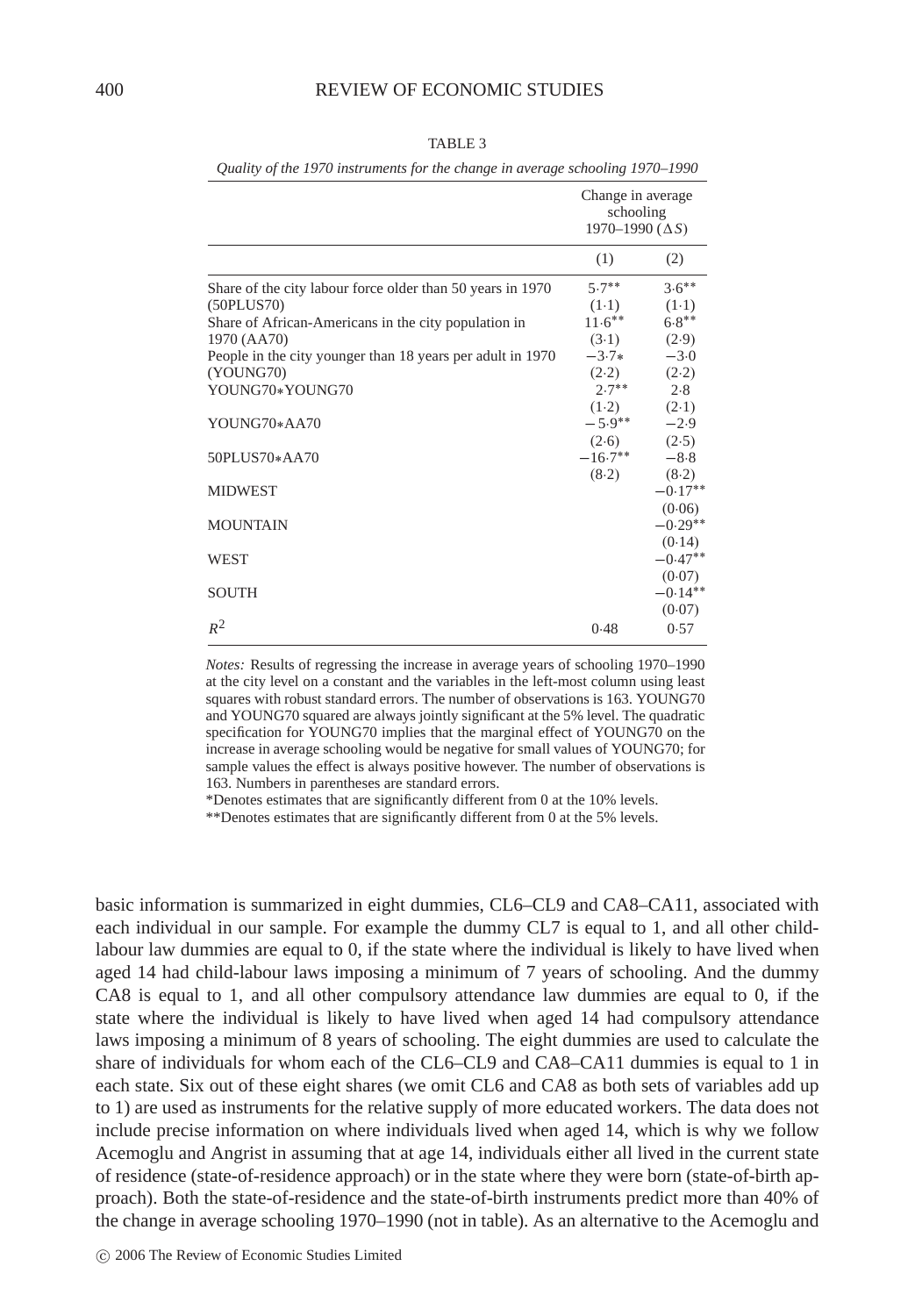TABLE 3

*Quality of the 1970 instruments for the change in average schooling 1970–1990*

| | Change in average schooling 1970–1990 ($\Delta S$) | |
|---|---|---|
| | (1) | (2) |
| Share of the city labour force older than 50 years in 1970 (50PLUS70) | 5·7** | 3·6** |
| | (1·1) | (1·1) |
| Share of African-Americans in the city population in 1970 (AA70) | 11·6** | 6·8** |
| | (3·1) | (2·9) |
| People in the city younger than 18 years per adult in 1970 (YOUNG70) | −3·7* | −3·0 |
| | (2·2) | (2·2) |
| YOUNG70*YOUNG70 | 2·7** | 2·8 |
| | (1·2) | (2·1) |
| YOUNG70*AA70 | −5·9** | −2·9 |
| | (2·6) | (2·5) |
| 50PLUS70*AA70 | −16·7** | −8·8 |
| | (8·2) | (8·2) |
| MIDWEST | | −0·17** |
| | | (0·06) |
| MOUNTAIN | | −0·29** |
| | | (0·14) |
| WEST | | −0·47** |
| | | (0·07) |
| SOUTH | | −0·14** |
| | | (0·07) |
| $R^2$ | 0·48 | 0·57 |

*Notes:* Results of regressing the increase in average years of schooling 1970–1990 at the city level on a constant and the variables in the left-most column using least squares with robust standard errors. The number of observations is 163. YOUNG70 and YOUNG70 squared are always jointly significant at the 5% level. The quadratic specification for YOUNG70 implies that the marginal effect of YOUNG70 on the increase in average schooling would be negative for small values of YOUNG70; for sample values the effect is always positive however. The number of observations is 163. Numbers in parentheses are standard errors.

*Denotes estimates that are significantly different from 0 at the 10% levels.

**Denotes estimates that are significantly different from 0 at the 5% levels.

basic information is summarized in eight dummies, CL6–CL9 and CA8–CA11, associated with each individual in our sample. For example the dummy CL7 is equal to 1, and all other child-labour law dummies are equal to 0, if the state where the individual is likely to have lived when aged 14 had child-labour laws imposing a minimum of 7 years of schooling. And the dummy CA8 is equal to 1, and all other compulsory attendance law dummies are equal to 0, if the state where the individual is likely to have lived when aged 14 had compulsory attendance laws imposing a minimum of 8 years of schooling. The eight dummies are used to calculate the share of individuals for whom each of the CL6–CL9 and CA8–CA11 dummies is equal to 1 in each state. Six out of these eight shares (we omit CL6 and CA8 as both sets of variables add up to 1) are used as instruments for the relative supply of more educated workers. The data does not include precise information on where individuals lived when aged 14, which is why we follow Acemoglu and Angrist in assuming that at age 14, individuals either all lived in the current state of residence (state-of-residence approach) or in the state where they were born (state-of-birth approach). Both the state-of-residence and the state-of-birth instruments predict more than 40% of the change in average schooling 1970–1990 (not in table). As an alternative to the Acemoglu and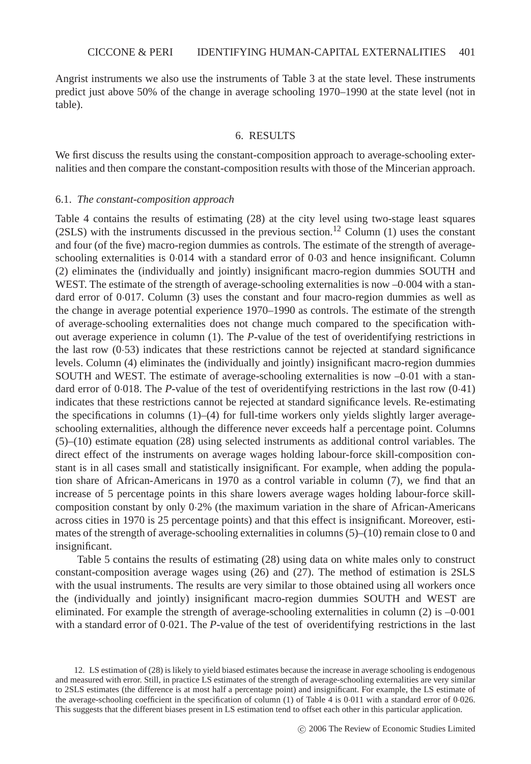Angrist instruments we also use the instruments of Table 3 at the state level. These instruments predict just above 50% of the change in average schooling 1970–1990 at the state level (not in table).

## 6. RESULTS

We first discuss the results using the constant-composition approach to average-schooling externalities and then compare the constant-composition results with those of the Mincerian approach.

### 6.1. *The constant-composition approach*

Table 4 contains the results of estimating (28) at the city level using two-stage least squares (2SLS) with the instruments discussed in the previous section.[12] Column (1) uses the constant and four (of the five) macro-region dummies as controls. The estimate of the strength of average-schooling externalities is 0·014 with a standard error of 0·03 and hence insignificant. Column (2) eliminates the (individually and jointly) insignificant macro-region dummies SOUTH and WEST. The estimate of the strength of average-schooling externalities is now –0·004 with a standard error of 0·017. Column (3) uses the constant and four macro-region dummies as well as the change in average potential experience 1970–1990 as controls. The estimate of the strength of average-schooling externalities does not change much compared to the specification without average experience in column (1). The *P*-value of the test of overidentifying restrictions in the last row (0·53) indicates that these restrictions cannot be rejected at standard significance levels. Column (4) eliminates the (individually and jointly) insignificant macro-region dummies SOUTH and WEST. The estimate of average-schooling externalities is now –0·01 with a standard error of 0·018. The *P*-value of the test of overidentifying restrictions in the last row (0·41) indicates that these restrictions cannot be rejected at standard significance levels. Re-estimating the specifications in columns (1)–(4) for full-time workers only yields slightly larger average-schooling externalities, although the difference never exceeds half a percentage point. Columns (5)–(10) estimate equation (28) using selected instruments as additional control variables. The direct effect of the instruments on average wages holding labour-force skill-composition constant is in all cases small and statistically insignificant. For example, when adding the population share of African-Americans in 1970 as a control variable in column (7), we find that an increase of 5 percentage points in this share lowers average wages holding labour-force skill-composition constant by only 0·2% (the maximum variation in the share of African-Americans across cities in 1970 is 25 percentage points) and that this effect is insignificant. Moreover, estimates of the strength of average-schooling externalities in columns (5)–(10) remain close to 0 and insignificant.

Table 5 contains the results of estimating (28) using data on white males only to construct constant-composition average wages using (26) and (27). The method of estimation is 2SLS with the usual instruments. The results are very similar to those obtained using all workers once the (individually and jointly) insignificant macro-region dummies SOUTH and WEST are eliminated. For example the strength of average-schooling externalities in column (2) is –0·001 with a standard error of 0·021. The *P*-value of the test of overidentifying restrictions in the last

12. LS estimation of (28) is likely to yield biased estimates because the increase in average schooling is endogenous and measured with error. Still, in practice LS estimates of the strength of average-schooling externalities are very similar to 2SLS estimates (the difference is at most half a percentage point) and insignificant. For example, the LS estimate of the average-schooling coefficient in the specification of column (1) of Table 4 is 0·011 with a standard error of 0·026. This suggests that the different biases present in LS estimation tend to offset each other in this particular application.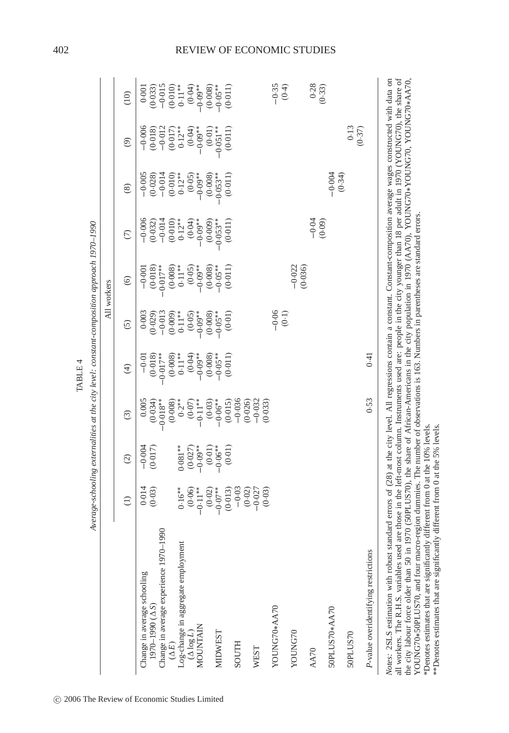TABLE 4

*Average-schooling externalities at the city level: constant-composition approach 1970–1990*

| | All workers | | | | | | | | | |
|---|---|---|---|---|---|---|---|---|---|---|
| | (1) | (2) | (3) | (4) | (5) | (6) | (7) | (8) | (9) | (10) |
| Change in average schooling 1970–1990 (ΔS) | 0·014 | −0·004 | 0·005 | −0·01 | 0·003 | −0·001 | −0·006 | −0·005 | −0·006 | 0·001 |
| | (0·03) | (0·017) | (0·034) | (0·018) | (0·029) | (0·018) | (0·032) | (0·028) | (0·018) | (0·033) |
| Change in average experience 1970–1990 (ΔE) | | | −0·018** | −0·017** | −0·013 | −0·017** | −0·014 | −0·014 | −0·012 | −0·015 |
| | | | (0·008) | (0·008) | (0·009) | (0·008) | (0·010) | (0·010) | (0·017) | (0·010) |
| Log-change in aggregate employment (Δ log L) | 0·16** | 0·081** | 0·2** | 0·11** | 0·11** | 0·11** | 0·12** | 0·12** | 0·12** | 0·11** |
| | (0·06) | (0·027) | (0·07) | (0·04) | (0·05) | (0·05) | (0·04) | (0·05) | (0·04) | (0·04) |
| MOUNTAIN | −0·11** | −0·09** | −0·11** | −0·09** | −0·09** | −0·09** | −0·09** | −0·09** | −0·09** | −0·09** |
| | (0·02) | (0·01) | (0·03) | (0·008) | (0·008) | (0·008) | (0·009) | (0·008) | (0·01) | (0·008) |
| MIDWEST | −0·07** | −0·06** | −0·06** | −0·05** | −0·05** | −0·05** | −0·053** | −0·053** | −0·051** | −0·05** |
| | (0·013) | (0·01) | (0·015) | (0·011) | (0·01) | (0·011) | (0·011) | (0·011) | (0·011) | (0·011) |
| SOUTH | −0·03 | | −0·036 | | | | | | | |
| | (0·02) | | (0·026) | | | | | | | |
| WEST | −0·027 | | −0·032 | | | | | | | |
| | (0·03) | | (0·033) | | | | | | | |
| YOUNG70\*AA70 | | | | | −0·06 | | | | | −0·35 |
| | | | | | (0·1) | | | | | (0·4) |
| YOUNG70 | | | | | | −0·022 | | | | |
| | | | | | | (0·036) | | | | |
| AA70 | | | | | | | −0·04 | | | 0·28 |
| | | | | | | | (0·09) | | | (0·33) |
| 50PLUS70\*AA70 | | | | | | | | −0·004 | | |
| | | | | | | | | (0·34) | | |
| 50PLUS70 | | | | | | | | | 0·13 | |
| | | | | | | | | | (0·37) | |
| *P*-value overidentifying restrictions | | | 0·53 | 0·41 | | | | | | |

*Notes*: 2SLS estimation with robust standard errors of (28) at the city level. All regressions contain a constant. Constant-composition average wages constructed with data on all workers. The R.H.S. variables used are those in the left-most column. Instruments used are: people in the city younger than 18 per adult in 1970 (YOUNG70), the share of the city labour force older than 50 in 1970 (50PLUS70), the share of African-Americans in the city population in 1970 (AA70), YOUNG70\*YOUNG70, YOUNG70\*AA70, YOUNG70\*50PLUS70, and four macro-region dummies. The number of observations is 163. Numbers in parentheses are standard errors.

*Denotes estimates that are significantly different from 0 at the 10% levels.

**Denotes estimates that are significantly different from 0 at the 5% levels.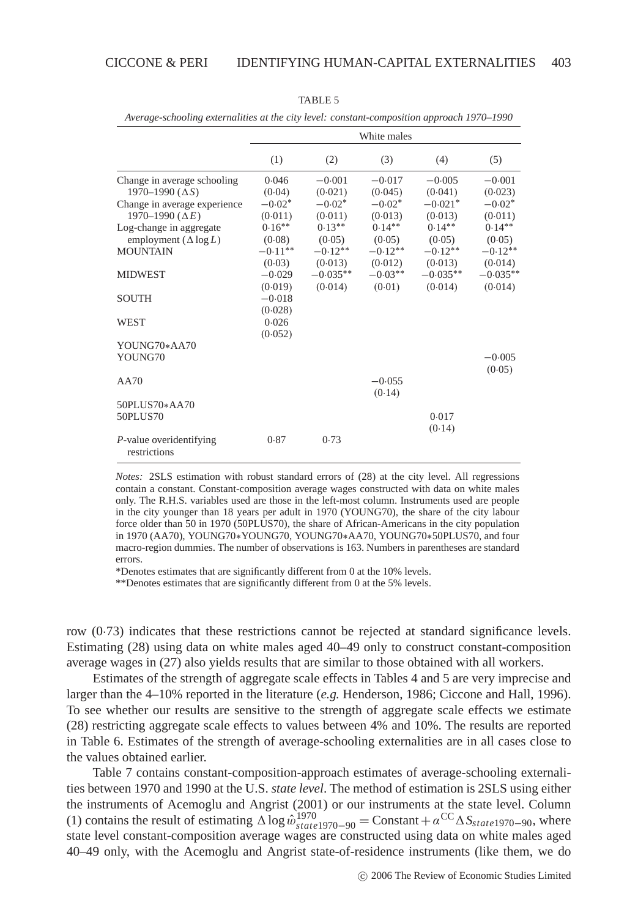TABLE 5

*Average-schooling externalities at the city level: constant-composition approach 1970–1990*

| | White males | | | | |
|---|---|---|---|---|---|
| | (1) | (2) | (3) | (4) | (5) |
| Change in average schooling 1970–1990 ($\Delta S$) | 0·046 | −0·001 | −0·017 | −0·005 | −0·001 |
| | (0·04) | (0·021) | (0·045) | (0·041) | (0·023) |
| Change in average experience 1970–1990 ($\Delta E$) | −0·02* | −0·02* | −0·02* | −0·021* | −0·02* |
| | (0·011) | (0·011) | (0·013) | (0·013) | (0·011) |
| Log-change in aggregate employment ($\Delta \log L$) | 0·16** | 0·13** | 0·14** | 0·14** | 0·14** |
| | (0·08) | (0·05) | (0·05) | (0·05) | (0·05) |
| MOUNTAIN | −0·11** | −0·12** | −0·12** | −0·12** | −0·12** |
| | (0·03) | (0·013) | (0·012) | (0·013) | (0·014) |
| MIDWEST | −0·029 | −0·035** | −0·03** | −0·035** | −0·035** |
| | (0·019) | (0·014) | (0·01) | (0·014) | (0·014) |
| SOUTH | −0·018 | | | | |
| | (0·028) | | | | |
| WEST | 0·026 | | | | |
| | (0·052) | | | | |
| YOUNG70∗AA70 | | | | | |
| YOUNG70 | | | | | −0·005 |
| | | | | | (0·05) |
| AA70 | | | −0·055 | | |
| | | | (0·14) | | |
| 50PLUS70∗AA70 | | | | | |
| 50PLUS70 | | | | 0·017 | |
| | | | | (0·14) | |
| *P*-value overidentifying restrictions | 0·87 | 0·73 | | | |

*Notes:* 2SLS estimation with robust standard errors of (28) at the city level. All regressions contain a constant. Constant-composition average wages constructed with data on white males only. The R.H.S. variables used are those in the left-most column. Instruments used are people in the city younger than 18 years per adult in 1970 (YOUNG70), the share of the city labour force older than 50 in 1970 (50PLUS70), the share of African-Americans in the city population in 1970 (AA70), YOUNG70∗YOUNG70, YOUNG70∗AA70, YOUNG70∗50PLUS70, and four macro-region dummies. The number of observations is 163. Numbers in parentheses are standard errors.

*Denotes estimates that are significantly different from 0 at the 10% levels.

**Denotes estimates that are significantly different from 0 at the 5% levels.

row (0·73) indicates that these restrictions cannot be rejected at standard significance levels. Estimating (28) using data on white males aged 40–49 only to construct constant-composition average wages in (27) also yields results that are similar to those obtained with all workers.

Estimates of the strength of aggregate scale effects in Tables 4 and 5 are very imprecise and larger than the 4–10% reported in the literature (*e.g.* Henderson, 1986; Ciccone and Hall, 1996). To see whether our results are sensitive to the strength of aggregate scale effects we estimate (28) restricting aggregate scale effects to values between 4% and 10%. The results are reported in Table 6. Estimates of the strength of average-schooling externalities are in all cases close to the values obtained earlier.

Table 7 contains constant-composition-approach estimates of average-schooling externalities between 1970 and 1990 at the U.S. *state level*. The method of estimation is 2SLS using either the instruments of Acemoglu and Angrist (2001) or our instruments at the state level. Column (1) contains the result of estimating $\Delta \log \hat{\omega}^{1970}_{state1970-90} = \text{Constant} + \alpha^{\text{CC}} \Delta S_{state1970-90}$, where state level constant-composition average wages are constructed using data on white males aged 40–49 only, with the Acemoglu and Angrist state-of-residence instruments (like them, we do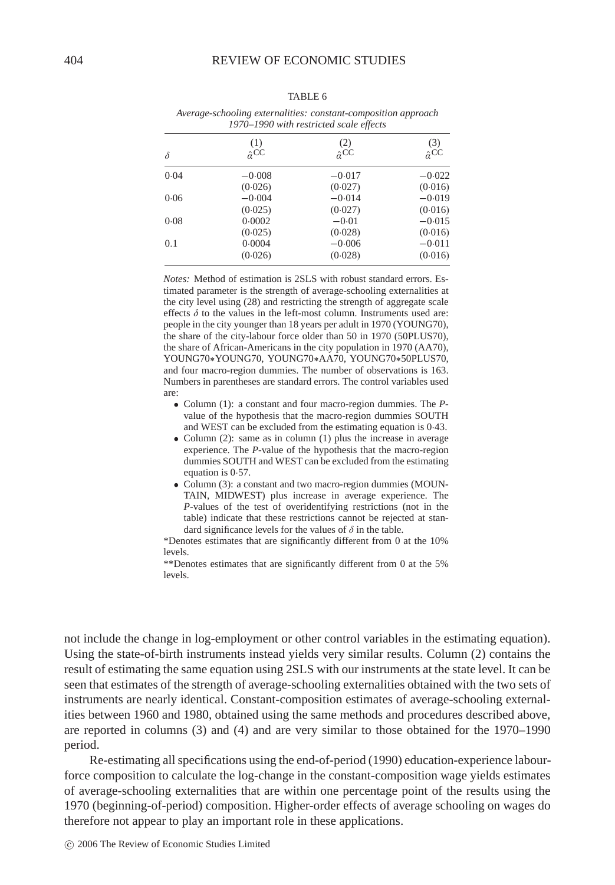TABLE 6

*Average-schooling externalities: constant-composition approach 1970–1990 with restricted scale effects*

| $\delta$ | (1) $\hat{\alpha}^{CC}$ | (2) $\hat{\alpha}^{CC}$ | (3) $\hat{\alpha}^{CC}$ |
|---|---|---|---|
| 0·04 | −0·008 | −0·017 | −0·022 |
| | (0·026) | (0·027) | (0·016) |
| 0·06 | −0·004 | −0·014 | −0·019 |
| | (0·025) | (0·027) | (0·016) |
| 0·08 | 0·0002 | −0·01 | −0·015 |
| | (0·025) | (0·028) | (0·016) |
| 0.1 | 0·0004 | −0·006 | −0·011 |
| | (0·026) | (0·028) | (0·016) |

*Notes:* Method of estimation is 2SLS with robust standard errors. Estimated parameter is the strength of average-schooling externalities at the city level using (28) and restricting the strength of aggregate scale effects $\delta$ to the values in the left-most column. Instruments used are: people in the city younger than 18 years per adult in 1970 (YOUNG70), the share of the city-labour force older than 50 in 1970 (50PLUS70), the share of African-Americans in the city population in 1970 (AA70), YOUNG70∗YOUNG70, YOUNG70∗AA70, YOUNG70∗50PLUS70, and four macro-region dummies. The number of observations is 163. Numbers in parentheses are standard errors. The control variables used are:

- Column (1): a constant and four macro-region dummies. The *P*-value of the hypothesis that the macro-region dummies SOUTH and WEST can be excluded from the estimating equation is 0·43.
- Column (2): same as in column (1) plus the increase in average experience. The *P*-value of the hypothesis that the macro-region dummies SOUTH and WEST can be excluded from the estimating equation is 0·57.
- Column (3): a constant and two macro-region dummies (MOUNTAIN, MIDWEST) plus increase in average experience. The *P*-values of the test of overidentifying restrictions (not in the table) indicate that these restrictions cannot be rejected at standard significance levels for the values of $\delta$ in the table.

*Denotes estimates that are significantly different from 0 at the 10% levels.

**Denotes estimates that are significantly different from 0 at the 5% levels.

not include the change in log-employment or other control variables in the estimating equation). Using the state-of-birth instruments instead yields very similar results. Column (2) contains the result of estimating the same equation using 2SLS with our instruments at the state level. It can be seen that estimates of the strength of average-schooling externalities obtained with the two sets of instruments are nearly identical. Constant-composition estimates of average-schooling externalities between 1960 and 1980, obtained using the same methods and procedures described above, are reported in columns (3) and (4) and are very similar to those obtained for the 1970–1990 period.

Re-estimating all specifications using the end-of-period (1990) education-experience labour-force composition to calculate the log-change in the constant-composition wage yields estimates of average-schooling externalities that are within one percentage point of the results using the 1970 (beginning-of-period) composition. Higher-order effects of average schooling on wages do therefore not appear to play an important role in these applications.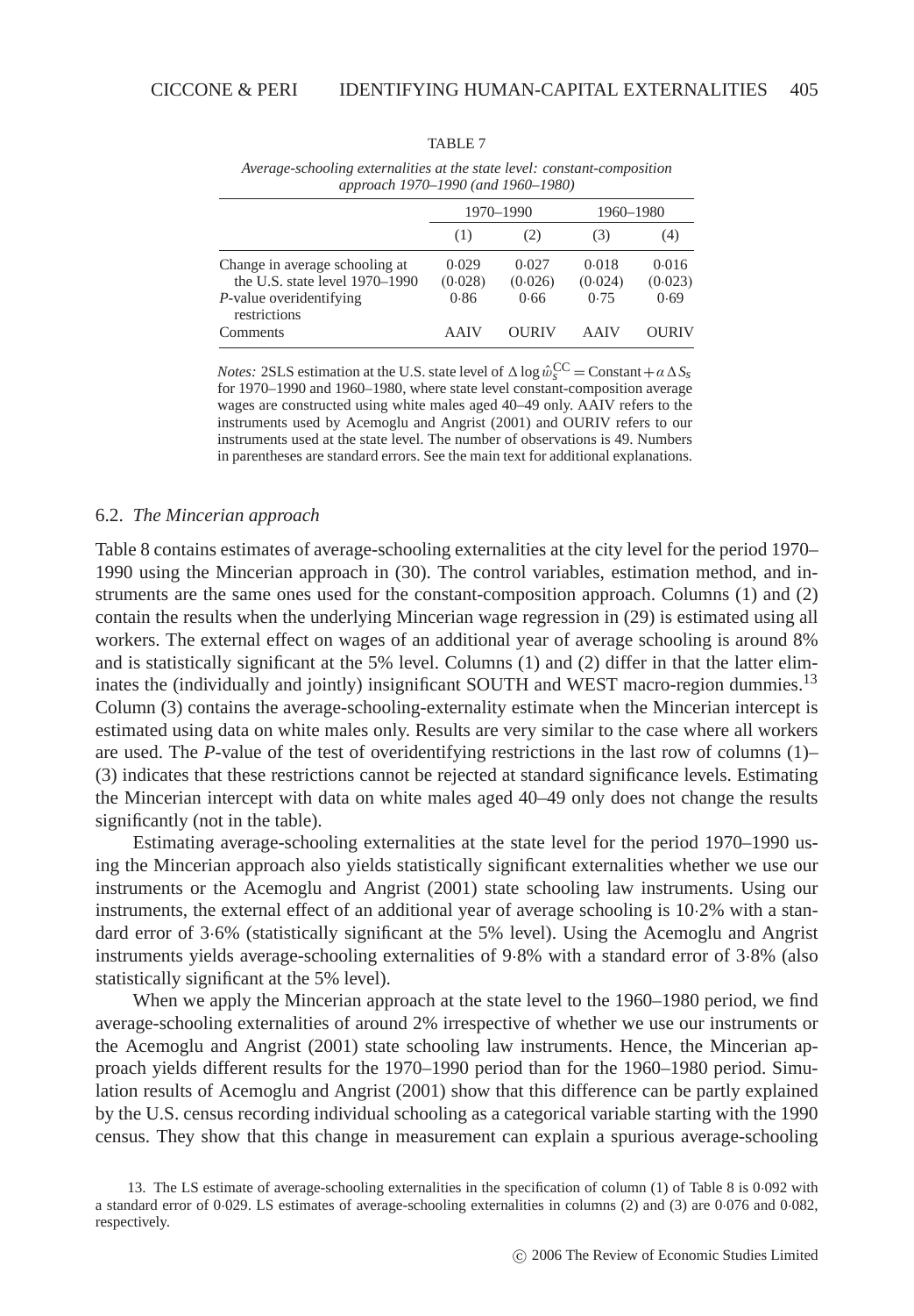TABLE 7

*Average-schooling externalities at the state level: constant-composition approach 1970–1990 (and 1960–1980)*

| | 1970–1990 | | 1960–1980 | |
|---|---|---|---|---|
| | (1) | (2) | (3) | (4) |
| Change in average schooling at the U.S. state level 1970–1990 | 0·029 (0·028) | 0·027 (0·026) | 0·018 (0·024) | 0·016 (0·023) |
| *P*-value overidentifying restrictions | 0·86 | 0·66 | 0·75 | 0·69 |
| Comments | AAIV | OURIV | AAIV | OURIV |

*Notes:* 2SLS estimation at the U.S. state level of $\Delta \log \hat{w}_s^{CC} = \text{Constant} + \alpha \Delta S_s$ for 1970–1990 and 1960–1980, where state level constant-composition average wages are constructed using white males aged 40–49 only. AAIV refers to the instruments used by Acemoglu and Angrist (2001) and OURIV refers to our instruments used at the state level. The number of observations is 49. Numbers in parentheses are standard errors. See the main text for additional explanations.

### 6.2. *The Mincerian approach*

Table 8 contains estimates of average-schooling externalities at the city level for the period 1970–1990 using the Mincerian approach in (30). The control variables, estimation method, and instruments are the same ones used for the constant-composition approach. Columns (1) and (2) contain the results when the underlying Mincerian wage regression in (29) is estimated using all workers. The external effect on wages of an additional year of average schooling is around 8% and is statistically significant at the 5% level. Columns (1) and (2) differ in that the latter eliminates the (individually and jointly) insignificant SOUTH and WEST macro-region dummies.[13] Column (3) contains the average-schooling-externality estimate when the Mincerian intercept is estimated using data on white males only. Results are very similar to the case where all workers are used. The *P*-value of the test of overidentifying restrictions in the last row of columns (1)–(3) indicates that these restrictions cannot be rejected at standard significance levels. Estimating the Mincerian intercept with data on white males aged 40–49 only does not change the results significantly (not in the table).

Estimating average-schooling externalities at the state level for the period 1970–1990 using the Mincerian approach also yields statistically significant externalities whether we use our instruments or the Acemoglu and Angrist (2001) state schooling law instruments. Using our instruments, the external effect of an additional year of average schooling is 10·2% with a standard error of 3·6% (statistically significant at the 5% level). Using the Acemoglu and Angrist instruments yields average-schooling externalities of 9·8% with a standard error of 3·8% (also statistically significant at the 5% level).

When we apply the Mincerian approach at the state level to the 1960–1980 period, we find average-schooling externalities of around 2% irrespective of whether we use our instruments or the Acemoglu and Angrist (2001) state schooling law instruments. Hence, the Mincerian approach yields different results for the 1970–1990 period than for the 1960–1980 period. Simulation results of Acemoglu and Angrist (2001) show that this difference can be partly explained by the U.S. census recording individual schooling as a categorical variable starting with the 1990 census. They show that this change in measurement can explain a spurious average-schooling

13. The LS estimate of average-schooling externalities in the specification of column (1) of Table 8 is 0·092 with a standard error of 0·029. LS estimates of average-schooling externalities in columns (2) and (3) are 0·076 and 0·082, respectively.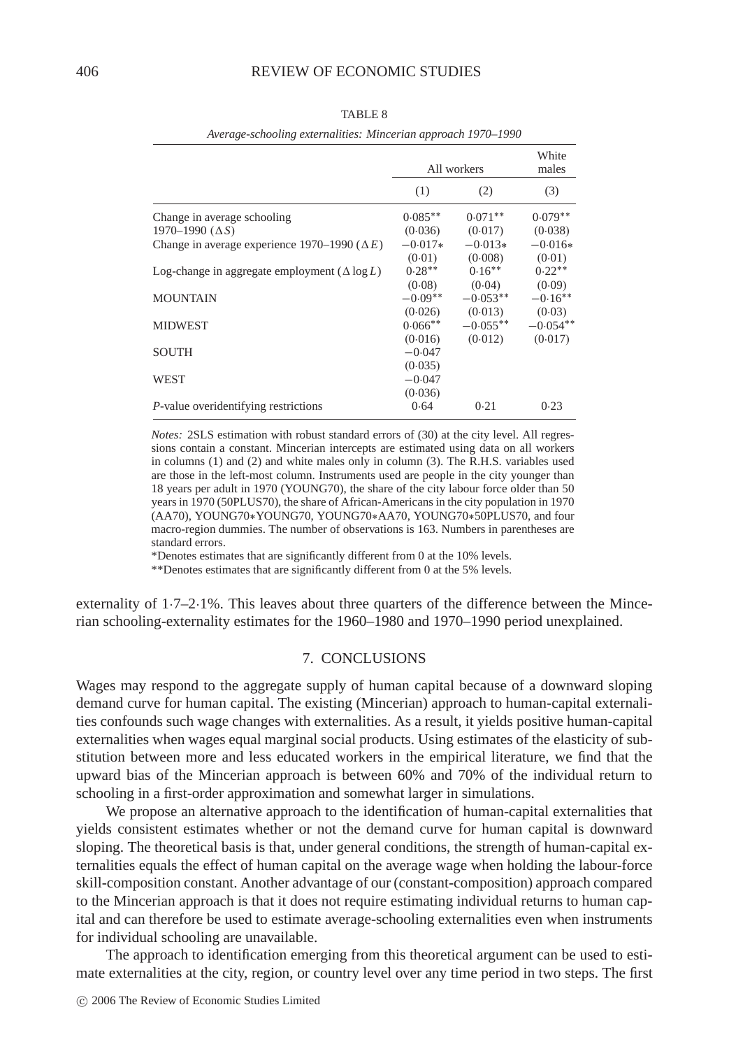TABLE 8

*Average-schooling externalities: Mincerian approach 1970–1990*

| | All workers | | White males |
|---|---|---|---|
| | (1) | (2) | (3) |
| Change in average schooling 1970–1990 ($\Delta S$) | 0·085** | 0·071** | 0·079** |
| | (0·036) | (0·017) | (0·038) |
| Change in average experience 1970–1990 ($\Delta E$) | −0·017* | −0·013* | −0·016* |
| | (0·01) | (0·008) | (0·01) |
| Log-change in aggregate employment ($\Delta \log L$) | 0·28** | 0·16** | 0·22** |
| | (0·08) | (0·04) | (0·09) |
| MOUNTAIN | −0·09** | −0·053** | −0·16** |
| | (0·026) | (0·013) | (0·03) |
| MIDWEST | 0·066** | −0·055** | −0·054** |
| | (0·016) | (0·012) | (0·017) |
| SOUTH | −0·047 | | |
| | (0·035) | | |
| WEST | −0·047 | | |
| | (0·036) | | |
| *P*-value overidentifying restrictions | 0·64 | 0·21 | 0·23 |

*Notes:* 2SLS estimation with robust standard errors of (30) at the city level. All regressions contain a constant. Mincerian intercepts are estimated using data on all workers in columns (1) and (2) and white males only in column (3). The R.H.S. variables used are those in the left-most column. Instruments used are people in the city younger than 18 years per adult in 1970 (YOUNG70), the share of the city labour force older than 50 years in 1970 (50PLUS70), the share of African-Americans in the city population in 1970 (AA70), YOUNG70*YOUNG70, YOUNG70*AA70, YOUNG70*50PLUS70, and four macro-region dummies. The number of observations is 163. Numbers in parentheses are standard errors.

*Denotes estimates that are significantly different from 0 at the 10% levels.

**Denotes estimates that are significantly different from 0 at the 5% levels.

externality of 1·7–2·1%. This leaves about three quarters of the difference between the Mincerian schooling-externality estimates for the 1960–1980 and 1970–1990 period unexplained.

## 7. CONCLUSIONS

Wages may respond to the aggregate supply of human capital because of a downward sloping demand curve for human capital. The existing (Mincerian) approach to human-capital externalities confounds such wage changes with externalities. As a result, it yields positive human-capital externalities when wages equal marginal social products. Using estimates of the elasticity of substitution between more and less educated workers in the empirical literature, we find that the upward bias of the Mincerian approach is between 60% and 70% of the individual return to schooling in a first-order approximation and somewhat larger in simulations.

We propose an alternative approach to the identification of human-capital externalities that yields consistent estimates whether or not the demand curve for human capital is downward sloping. The theoretical basis is that, under general conditions, the strength of human-capital externalities equals the effect of human capital on the average wage when holding the labour-force skill-composition constant. Another advantage of our (constant-composition) approach compared to the Mincerian approach is that it does not require estimating individual returns to human capital and can therefore be used to estimate average-schooling externalities even when instruments for individual schooling are unavailable.

The approach to identification emerging from this theoretical argument can be used to estimate externalities at the city, region, or country level over any time period in two steps. The first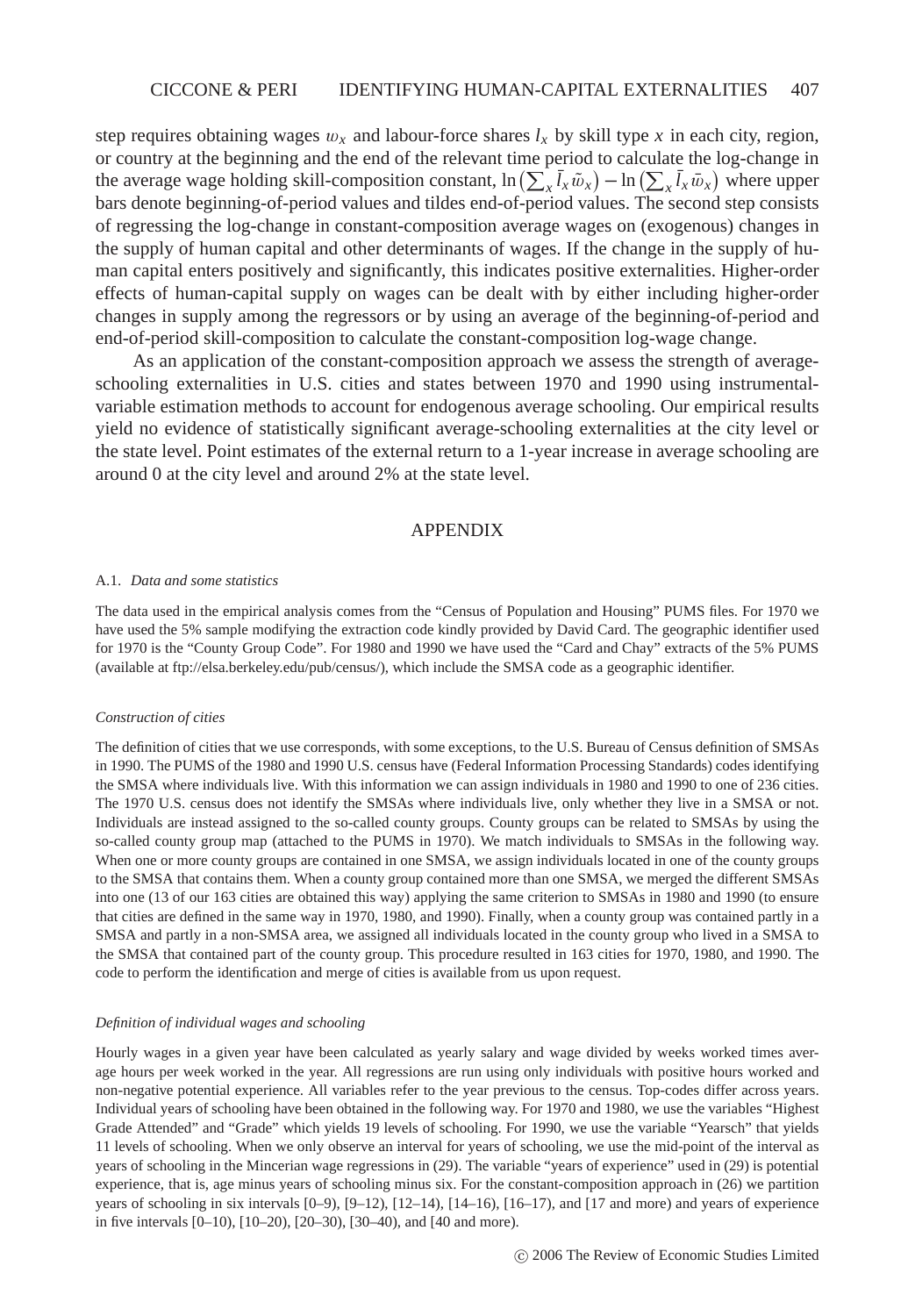step requires obtaining wages $w_x$ and labour-force shares $l_x$ by skill type $x$ in each city, region, or country at the beginning and the end of the relevant time period to calculate the log-change in the average wage holding skill-composition constant, $\ln\left(\sum_x \bar{l}_x \tilde{w}_x\right) - \ln\left(\sum_x \bar{l}_x \bar{w}_x\right)$ where upper bars denote beginning-of-period values and tildes end-of-period values. The second step consists of regressing the log-change in constant-composition average wages on (exogenous) changes in the supply of human capital and other determinants of wages. If the change in the supply of human capital enters positively and significantly, this indicates positive externalities. Higher-order effects of human-capital supply on wages can be dealt with by either including higher-order changes in supply among the regressors or by using an average of the beginning-of-period and end-of-period skill-composition to calculate the constant-composition log-wage change.

As an application of the constant-composition approach we assess the strength of average-schooling externalities in U.S. cities and states between 1970 and 1990 using instrumental-variable estimation methods to account for endogenous average schooling. Our empirical results yield no evidence of statistically significant average-schooling externalities at the city level or the state level. Point estimates of the external return to a 1-year increase in average schooling are around 0 at the city level and around 2% at the state level.

## APPENDIX

### A.1. *Data and some statistics*

The data used in the empirical analysis comes from the "Census of Population and Housing" PUMS files. For 1970 we have used the 5% sample modifying the extraction code kindly provided by David Card. The geographic identifier used for 1970 is the "County Group Code". For 1980 and 1990 we have used the "Card and Chay" extracts of the 5% PUMS (available at ftp://elsa.berkeley.edu/pub/census/), which include the SMSA code as a geographic identifier.

#### *Construction of cities*

The definition of cities that we use corresponds, with some exceptions, to the U.S. Bureau of Census definition of SMSAs in 1990. The PUMS of the 1980 and 1990 U.S. census have (Federal Information Processing Standards) codes identifying the SMSA where individuals live. With this information we can assign individuals in 1980 and 1990 to one of 236 cities. The 1970 U.S. census does not identify the SMSAs where individuals live, only whether they live in a SMSA or not. Individuals are instead assigned to the so-called county groups. County groups can be related to SMSAs by using the so-called county group map (attached to the PUMS in 1970). We match individuals to SMSAs in the following way. When one or more county groups are contained in one SMSA, we assign individuals located in one of the county groups to the SMSA that contains them. When a county group contained more than one SMSA, we merged the different SMSAs into one (13 of our 163 cities are obtained this way) applying the same criterion to SMSAs in 1980 and 1990 (to ensure that cities are defined in the same way in 1970, 1980, and 1990). Finally, when a county group was contained partly in a SMSA and partly in a non-SMSA area, we assigned all individuals located in the county group who lived in a SMSA to the SMSA that contained part of the county group. This procedure resulted in 163 cities for 1970, 1980, and 1990. The code to perform the identification and merge of cities is available from us upon request.

#### *Definition of individual wages and schooling*

Hourly wages in a given year have been calculated as yearly salary and wage divided by weeks worked times average hours per week worked in the year. All regressions are run using only individuals with positive hours worked and non-negative potential experience. All variables refer to the year previous to the census. Top-codes differ across years. Individual years of schooling have been obtained in the following way. For 1970 and 1980, we use the variables "Highest Grade Attended" and "Grade" which yields 19 levels of schooling. For 1990, we use the variable "Yearsch" that yields 11 levels of schooling. When we only observe an interval for years of schooling, we use the mid-point of the interval as years of schooling in the Mincerian wage regressions in (29). The variable "years of experience" used in (29) is potential experience, that is, age minus years of schooling minus six. For the constant-composition approach in (26) we partition years of schooling in six intervals [0–9), [9–12), [12–14), [14–16), [16–17), and [17 and more) and years of experience in five intervals [0–10), [10–20), [20–30), [30–40), and [40 and more).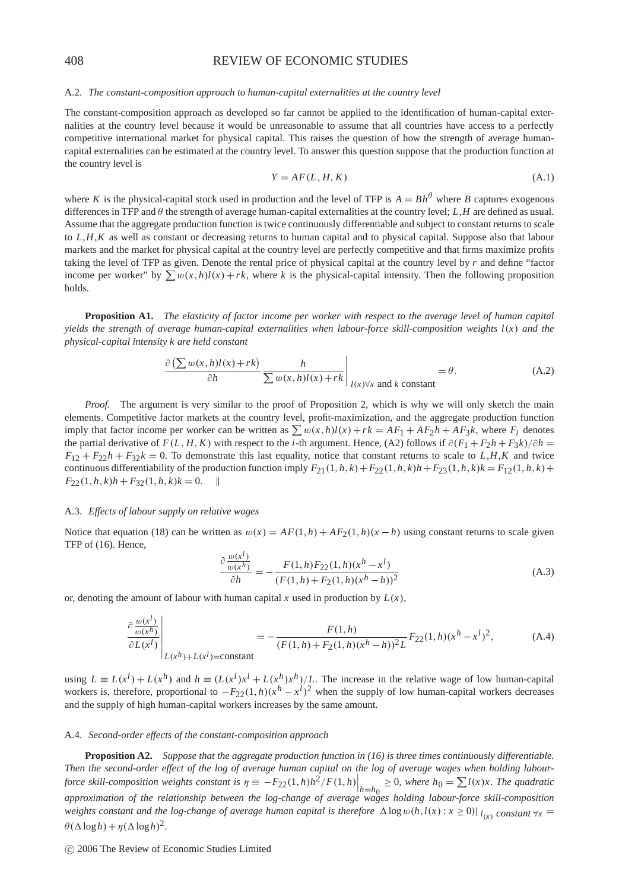### A.2. *The constant-composition approach to human-capital externalities at the country level*

The constant-composition approach as developed so far cannot be applied to the identification of human-capital externalities at the country level because it would be unreasonable to assume that all countries have access to a perfectly competitive international market for physical capital. This raises the question of how the strength of average human-capital externalities can be estimated at the country level. To answer this question suppose that the production function at the country level is

$$Y = AF(L, H, K) \tag{A.1}$$

where $K$ is the physical-capital stock used in production and the level of TFP is $A = Bh^{\theta}$ where $B$ captures exogenous differences in TFP and $\theta$ the strength of average human-capital externalities at the country level; $L, H$ are defined as usual. Assume that the aggregate production function is twice continuously differentiable and subject to constant returns to scale to $L, H, K$ as well as constant or decreasing returns to human capital and to physical capital. Suppose also that labour markets and the market for physical capital at the country level are perfectly competitive and that firms maximize profits taking the level of TFP as given. Denote the rental price of physical capital at the country level by $r$ and define "factor income per worker" by $\sum w(x, h)l(x) + rk$, where $k$ is the physical-capital intensity. Then the following proposition holds.

**Proposition A1.** *The elasticity of factor income per worker with respect to the average level of human capital yields the strength of average human-capital externalities when labour-force skill-composition weights $l(x)$ and the physical-capital intensity k are held constant*

$$\left.\frac{\partial\left(\sum w(x,h)l(x) + rk\right)}{\partial h}\frac{h}{\sum w(x,h)l(x) + rk}\right|_{l(x)\forall x \text{ and } k \text{ constant}} = \theta. \tag{A.2}$$

*Proof.* The argument is very similar to the proof of Proposition 2, which is why we will only sketch the main elements. Competitive factor markets at the country level, profit-maximization, and the aggregate production function imply that factor income per worker can be written as $\sum w(x, h)l(x) + rk = AF_1 + AF_2 h + AF_3 k$, where $F_i$ denotes the partial derivative of $F(L, H, K)$ with respect to the $i$-th argument. Hence, (A2) follows if $\partial(F_1 + F_2 h + F_3 k)/\partial h = F_{12} + F_{22}h + F_{32}k = 0$. To demonstrate this last equality, notice that constant returns to scale to $L, H, K$ and twice continuous differentiability of the production function imply $F_{21}(1, h, k) + F_{22}(1, h, k)h + F_{23}(1, h, k)k = F_{12}(1, h, k) + F_{22}(1, h, k)h + F_{32}(1, h, k)k = 0$. ‖

### A.3. *Effects of labour supply on relative wages*

Notice that equation (18) can be written as $w(x) = AF(1, h) + AF_2(1, h)(x - h)$ using constant returns to scale given TFP of (16). Hence,

$$\frac{\partial \frac{w(x^l)}{w(x^h)}}{\partial h} = -\frac{F(1,h)F_{22}(1,h)(x^h - x^l)}{(F(1,h) + F_2(1,h)(x^h - h))^2} \tag{A.3}$$

or, denoting the amount of labour with human capital $x$ used in production by $L(x)$,

$$\left.\frac{\partial \frac{w(x^l)}{w(x^h)}}{\partial L(x^l)}\right|_{L(x^h)+L(x^l)=\text{constant}} = -\frac{F(1,h)}{(F(1,h) + F_2(1,h)(x^h - h))^2 L}F_{22}(1,h)(x^h - x^l)^2, \tag{A.4}$$

using $L \equiv L(x^l) + L(x^h)$ and $h \equiv (L(x^l)x^l + L(x^h)x^h)/L$. The increase in the relative wage of low human-capital workers is, therefore, proportional to $-F_{22}(1, h)(x^h - x^l)^2$ when the supply of low human-capital workers decreases and the supply of high human-capital workers increases by the same amount.

### A.4. *Second-order effects of the constant-composition approach*

**Proposition A2.** *Suppose that the aggregate production function in (16) is three times continuously differentiable. Then the second-order effect of the log of average human capital on the log of average wages when holding labour-force skill-composition weights constant is $\eta \equiv -F_{22}(1, h)h^2/F(1, h)\Big|_{h=h_0} \geq 0$, where $h_0 = \sum l(x)x$. The quadratic approximation of the relationship between the log-change of average wages holding labour-force skill-composition weights constant and the log-change of average human capital is therefore $\Delta \log w(h, l(x) : x \geq 0)|_{l_{(x)} \text{ constant } \forall x} = \theta(\Delta \log h) + \eta(\Delta \log h)^2$.*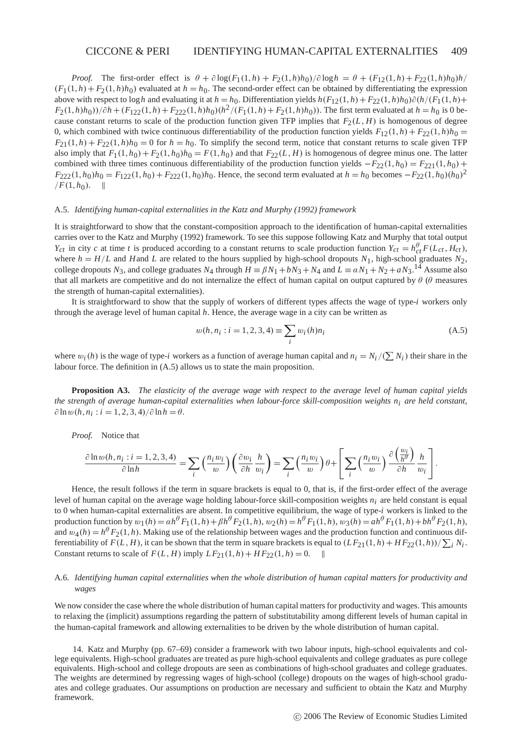*Proof.* The first-order effect is $\theta + \partial \log(F_1(1,h) + F_2(1,h)h_0)/\partial \log h = \theta + (F_{12}(1,h) + F_{22}(1,h)h_0)h/(F_1(1,h) + F_2(1,h)h_0)$ evaluated at $h = h_0$. The second-order effect can be obtained by differentiating the expression above with respect to $\log h$ and evaluating it at $h = h_0$. Differentiation yields $h(F_{12}(1,h) + F_{22}(1,h)h_0)\partial(h/(F_1(1,h) + F_2(1,h)h_0))/\partial h + (F_{122}(1,h) + F_{222}(1,h)h_0)(h^2/(F_1(1,h) + F_2(1,h)h_0))$. The first term evaluated at $h = h_0$ is 0 because constant returns to scale of the production function given TFP implies that $F_2(L,H)$ is homogenous of degree 0, which combined with twice continuous differentiability of the production function yields $F_{12}(1,h) + F_{22}(1,h)h_0 = F_{21}(1,h) + F_{22}(1,h)h_0 = 0$ for $h = h_0$. To simplify the second term, notice that constant returns to scale given TFP also imply that $F_1(1,h_0) + F_2(1,h_0)h_0 = F(1,h_0)$ and that $F_{22}(L,H)$ is homogenous of degree minus one. The latter combined with three times continuous differentiability of the production function yields $-F_{22}(1,h_0) = F_{221}(1,h_0) + F_{222}(1,h_0)h_0 = F_{122}(1,h_0) + F_{222}(1,h_0)h_0$. Hence, the second term evaluated at $h = h_0$ becomes $-F_{22}(1,h_0)(h_0)^2/F(1,h_0)$. ‖

### A.5. *Identifying human-capital externalities in the Katz and Murphy (1992) framework*

It is straightforward to show that the constant-composition approach to the identification of human-capital externalities carries over to the Katz and Murphy (1992) framework. To see this suppose following Katz and Murphy that total output $Y_{ct}$ in city $c$ at time $t$ is produced according to a constant returns to scale production function $Y_{ct} = h_{ct}^{\theta} F(L_{ct}, H_{ct})$, where $h = H/L$ and $H$ and $L$ are related to the hours supplied by high-school dropouts $N_1$, high-school graduates $N_2$, college dropouts $N_3$, and college graduates $N_4$ through $H \equiv \beta N_1 + bN_3 + N_4$ and $L \equiv \alpha N_1 + N_2 + aN_3$.[14] Assume also that all markets are competitive and do not internalize the effect of human capital on output captured by $\theta$ ($\theta$ measures the strength of human-capital externalities).

It is straightforward to show that the supply of workers of different types affects the wage of type-$i$ workers only through the average level of human capital $h$. Hence, the average wage in a city can be written as

$$w(h, n_i : i = 1,2,3,4) \equiv \sum_i w_i(h) n_i \tag{A.5}$$

where $w_i(h)$ is the wage of type-$i$ workers as a function of average human capital and $n_i = N_i/(\sum N_i)$ their share in the labour force. The definition in (A.5) allows us to state the main proposition.

**Proposition A3.** *The elasticity of the average wage with respect to the average level of human capital yields the strength of average human-capital externalities when labour-force skill-composition weights $n_i$ are held constant,* $\partial \ln w(h, n_i : i = 1,2,3,4)/\partial \ln h = \theta$.

*Proof.* Notice that

$$\frac{\partial \ln w(h, n_i : i = 1,2,3,4)}{\partial \ln h} = \sum_i \left(\frac{n_i w_i}{w}\right)\left(\frac{\partial w_i}{\partial h}\frac{h}{w_i}\right) = \sum_i \left(\frac{n_i w_i}{w}\right)\theta + \left[\sum_i \left(\frac{n_i w_i}{w}\right)\frac{\partial\left(\frac{w_i}{h^{\theta}}\right)}{\partial h}\frac{h}{w_i}\right].$$

Hence, the result follows if the term in square brackets is equal to 0, that is, if the first-order effect of the average level of human capital on the average wage holding labour-force skill-composition weights $n_i$ are held constant is equal to 0 when human-capital externalities are absent. In competitive equilibrium, the wage of type-$i$ workers is linked to the production function by $w_1(h) = \alpha h^{\theta} F_1(1,h) + \beta h^{\theta} F_2(1,h)$, $w_2(h) = h^{\theta} F_1(1,h)$, $w_3(h) = ah^{\theta} F_1(1,h) + bh^{\theta} F_2(1,h)$, and $w_4(h) = h^{\theta} F_2(1,h)$. Making use of the relationship between wages and the production function and continuous differentiability of $F(L,H)$, it can be shown that the term in square brackets is equal to $(LF_{21}(1,h) + HF_{22}(1,h))/\sum_i N_i$. Constant returns to scale of $F(L,H)$ imply $LF_{21}(1,h) + HF_{22}(1,h) = 0$. ‖

### A.6. *Identifying human capital externalities when the whole distribution of human capital matters for productivity and wages*

We now consider the case where the whole distribution of human capital matters for productivity and wages. This amounts to relaxing the (implicit) assumptions regarding the pattern of substitutability among different levels of human capital in the human-capital framework and allowing externalities to be driven by the whole distribution of human capital.

14. Katz and Murphy (pp. 67–69) consider a framework with two labour inputs, high-school equivalents and college equivalents. High-school graduates are treated as pure high-school equivalents and college graduates as pure college equivalents. High-school and college dropouts are seen as combinations of high-school graduates and college graduates. The weights are determined by regressing wages of high-school (college) dropouts on the wages of high-school graduates and college graduates. Our assumptions on production are necessary and sufficient to obtain the Katz and Murphy framework.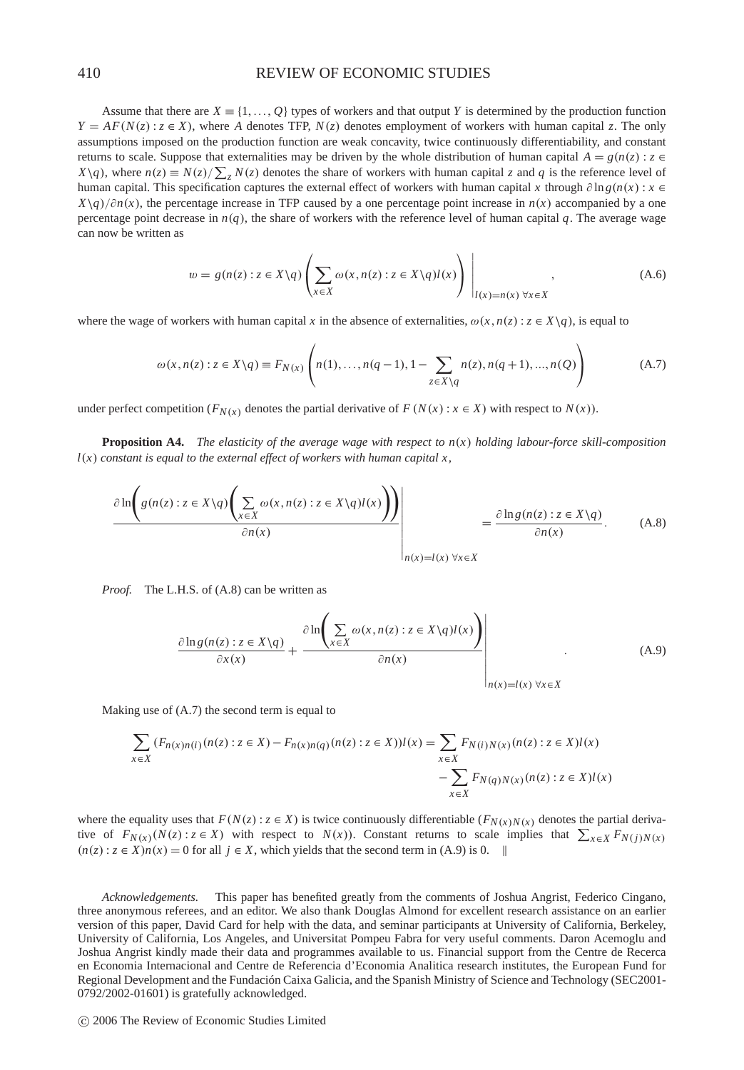Assume that there are $X \equiv \{1, \ldots, Q\}$ types of workers and that output $Y$ is determined by the production function $Y = AF(N(z) : z \in X)$, where $A$ denotes TFP, $N(z)$ denotes employment of workers with human capital $z$. The only assumptions imposed on the production function are weak concavity, twice continuously differentiability, and constant returns to scale. Suppose that externalities may be driven by the whole distribution of human capital $A = g(n(z) : z \in X \backslash q)$, where $n(z) \equiv N(z)/\sum_z N(z)$ denotes the share of workers with human capital $z$ and $q$ is the reference level of human capital. This specification captures the external effect of workers with human capital $x$ through $\partial \ln g(n(x) : x \in X \backslash q)/\partial n(x)$, the percentage increase in TFP caused by a one percentage point increase in $n(x)$ accompanied by a one percentage point decrease in $n(q)$, the share of workers with the reference level of human capital $q$. The average wage can now be written as

$$w = g(n(z) : z \in X \backslash q) \left( \sum_{x \in X} \omega(x, n(z) : z \in X \backslash q) l(x) \right) \Bigg|_{l(x)=n(x)\ \forall x \in X}, \tag{A.6}$$

where the wage of workers with human capital $x$ in the absence of externalities, $\omega(x, n(z) : z \in X \backslash q)$, is equal to

$$\omega(x, n(z) : z \in X \backslash q) \equiv F_{N(x)} \left( n(1), \ldots, n(q-1), 1 - \sum_{z \in X \backslash q} n(z), n(q+1), \ldots, n(Q) \right) \tag{A.7}$$

under perfect competition ($F_{N(x)}$ denotes the partial derivative of $F(N(x) : x \in X)$ with respect to $N(x)$).

**Proposition A4.** *The elasticity of the average wage with respect to $n(x)$ holding labour-force skill-composition $l(x)$ constant is equal to the external effect of workers with human capital $x$,*

$$\frac{\partial \ln \left( g(n(z) : z \in X \backslash q) \left( \sum_{x \in X} \omega(x, n(z) : z \in X \backslash q) l(x) \right) \right)}{\partial n(x)} \Bigg|_{n(x)=l(x)\ \forall x \in X} = \frac{\partial \ln g(n(z) : z \in X \backslash q)}{\partial n(x)}. \tag{A.8}$$

*Proof.* The L.H.S. of (A.8) can be written as

$$\frac{\partial \ln g(n(z) : z \in X \backslash q)}{\partial x(x)} + \frac{\partial \ln \left( \sum_{x \in X} \omega(x, n(z) : z \in X \backslash q) l(x) \right)}{\partial n(x)} \Bigg|_{n(x)=l(x)\ \forall x \in X}. \tag{A.9}$$

Making use of (A.7) the second term is equal to

$$\sum_{x \in X} (F_{n(x)n(i)}(n(z) : z \in X) - F_{n(x)n(q)}(n(z) : z \in X)) l(x) = \sum_{x \in X} F_{N(i)N(x)}(n(z) : z \in X) l(x) - \sum_{x \in X} F_{N(q)N(x)}(n(z) : z \in X) l(x)$$

where the equality uses that $F(N(z) : z \in X)$ is twice continuously differentiable ($F_{N(x)N(x)}$ denotes the partial derivative of $F_{N(x)}(N(z) : z \in X)$ with respect to $N(x)$). Constant returns to scale implies that $\sum_{x \in X} F_{N(j)N(x)}(n(z) : z \in X) n(x) = 0$ for all $j \in X$, which yields that the second term in (A.9) is 0. ‖

*Acknowledgements.* This paper has benefited greatly from the comments of Joshua Angrist, Federico Cingano, three anonymous referees, and an editor. We also thank Douglas Almond for excellent research assistance on an earlier version of this paper, David Card for help with the data, and seminar participants at University of California, Berkeley, University of California, Los Angeles, and Universitat Pompeu Fabra for very useful comments. Daron Acemoglu and Joshua Angrist kindly made their data and programmes available to us. Financial support from the Centre de Recerca en Economia Internacional and Centre de Referencia d'Economia Analitica research institutes, the European Fund for Regional Development and the Fundación Caixa Galicia, and the Spanish Ministry of Science and Technology (SEC2001-0792/2002-01601) is gratefully acknowledged.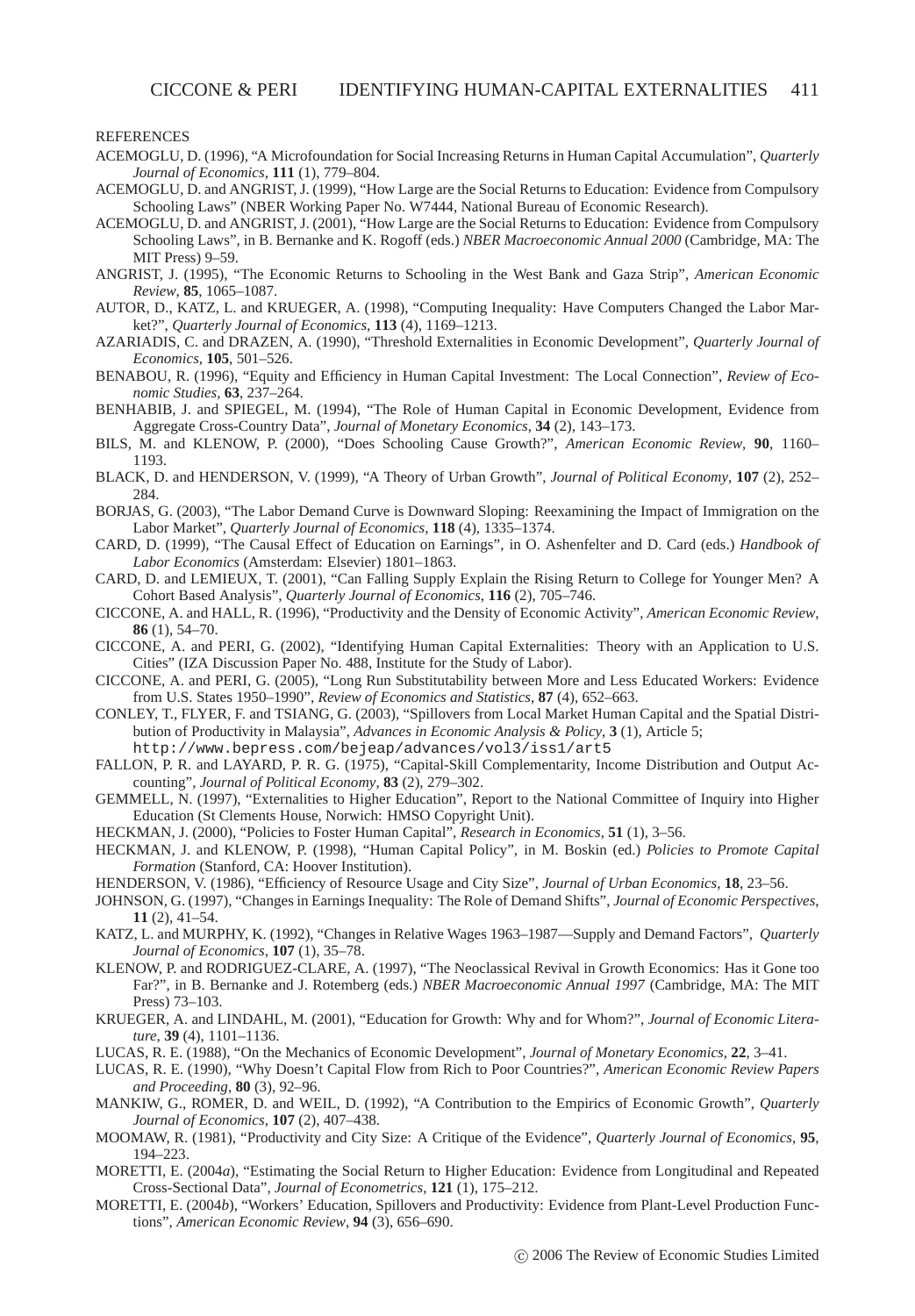REFERENCES

ACEMOGLU, D. (1996), "A Microfoundation for Social Increasing Returns in Human Capital Accumulation", *Quarterly Journal of Economics*, **111** (1), 779–804.

ACEMOGLU, D. and ANGRIST, J. (1999), "How Large are the Social Returns to Education: Evidence from Compulsory Schooling Laws" (NBER Working Paper No. W7444, National Bureau of Economic Research).

ACEMOGLU, D. and ANGRIST, J. (2001), "How Large are the Social Returns to Education: Evidence from Compulsory Schooling Laws", in B. Bernanke and K. Rogoff (eds.) *NBER Macroeconomic Annual 2000* (Cambridge, MA: The MIT Press) 9–59.

ANGRIST, J. (1995), "The Economic Returns to Schooling in the West Bank and Gaza Strip", *American Economic Review*, **85**, 1065–1087.

AUTOR, D., KATZ, L. and KRUEGER, A. (1998), "Computing Inequality: Have Computers Changed the Labor Market?", *Quarterly Journal of Economics*, **113** (4), 1169–1213.

AZARIADIS, C. and DRAZEN, A. (1990), "Threshold Externalities in Economic Development", *Quarterly Journal of Economics*, **105**, 501–526.

BENABOU, R. (1996), "Equity and Efficiency in Human Capital Investment: The Local Connection", *Review of Economic Studies*, **63**, 237–264.

BENHABIB, J. and SPIEGEL, M. (1994), "The Role of Human Capital in Economic Development, Evidence from Aggregate Cross-Country Data", *Journal of Monetary Economics*, **34** (2), 143–173.

BILS, M. and KLENOW, P. (2000), "Does Schooling Cause Growth?", *American Economic Review*, **90**, 1160–1193.

BLACK, D. and HENDERSON, V. (1999), "A Theory of Urban Growth", *Journal of Political Economy*, **107** (2), 252–284.

BORJAS, G. (2003), "The Labor Demand Curve is Downward Sloping: Reexamining the Impact of Immigration on the Labor Market", *Quarterly Journal of Economics*, **118** (4), 1335–1374.

CARD, D. (1999), "The Causal Effect of Education on Earnings", in O. Ashenfelter and D. Card (eds.) *Handbook of Labor Economics* (Amsterdam: Elsevier) 1801–1863.

CARD, D. and LEMIEUX, T. (2001), "Can Falling Supply Explain the Rising Return to College for Younger Men? A Cohort Based Analysis", *Quarterly Journal of Economics*, **116** (2), 705–746.

CICCONE, A. and HALL, R. (1996), "Productivity and the Density of Economic Activity", *American Economic Review*, **86** (1), 54–70.

CICCONE, A. and PERI, G. (2002), "Identifying Human Capital Externalities: Theory with an Application to U.S. Cities" (IZA Discussion Paper No. 488, Institute for the Study of Labor).

CICCONE, A. and PERI, G. (2005), "Long Run Substitutability between More and Less Educated Workers: Evidence from U.S. States 1950–1990", *Review of Economics and Statistics*, **87** (4), 652–663.

CONLEY, T., FLYER, F. and TSIANG, G. (2003), "Spillovers from Local Market Human Capital and the Spatial Distribution of Productivity in Malaysia", *Advances in Economic Analysis & Policy*, **3** (1), Article 5; http://www.bepress.com/bejeap/advances/vol3/iss1/art5

FALLON, P. R. and LAYARD, P. R. G. (1975), "Capital-Skill Complementarity, Income Distribution and Output Accounting", *Journal of Political Economy*, **83** (2), 279–302.

GEMMELL, N. (1997), "Externalities to Higher Education", Report to the National Committee of Inquiry into Higher Education (St Clements House, Norwich: HMSO Copyright Unit).

HECKMAN, J. (2000), "Policies to Foster Human Capital", *Research in Economics*, **51** (1), 3–56.

HECKMAN, J. and KLENOW, P. (1998), "Human Capital Policy", in M. Boskin (ed.) *Policies to Promote Capital Formation* (Stanford, CA: Hoover Institution).

HENDERSON, V. (1986), "Efficiency of Resource Usage and City Size", *Journal of Urban Economics*, **18**, 23–56.

JOHNSON, G. (1997), "Changes in Earnings Inequality: The Role of Demand Shifts", *Journal of Economic Perspectives*, **11** (2), 41–54.

KATZ, L. and MURPHY, K. (1992), "Changes in Relative Wages 1963–1987—Supply and Demand Factors", *Quarterly Journal of Economics*, **107** (1), 35–78.

KLENOW, P. and RODRIGUEZ-CLARE, A. (1997), "The Neoclassical Revival in Growth Economics: Has it Gone too Far?", in B. Bernanke and J. Rotemberg (eds.) *NBER Macroeconomic Annual 1997* (Cambridge, MA: The MIT Press) 73–103.

KRUEGER, A. and LINDAHL, M. (2001), "Education for Growth: Why and for Whom?", *Journal of Economic Literature*, **39** (4), 1101–1136.

LUCAS, R. E. (1988), "On the Mechanics of Economic Development", *Journal of Monetary Economics*, **22**, 3–41.

LUCAS, R. E. (1990), "Why Doesn't Capital Flow from Rich to Poor Countries?", *American Economic Review Papers and Proceeding*, **80** (3), 92–96.

MANKIW, G., ROMER, D. and WEIL, D. (1992), "A Contribution to the Empirics of Economic Growth", *Quarterly Journal of Economics*, **107** (2), 407–438.

MOOMAW, R. (1981), "Productivity and City Size: A Critique of the Evidence", *Quarterly Journal of Economics*, **95**, 194–223.

MORETTI, E. (2004*a*), "Estimating the Social Return to Higher Education: Evidence from Longitudinal and Repeated Cross-Sectional Data", *Journal of Econometrics*, **121** (1), 175–212.

MORETTI, E. (2004*b*), "Workers' Education, Spillovers and Productivity: Evidence from Plant-Level Production Functions", *American Economic Review*, **94** (3), 656–690.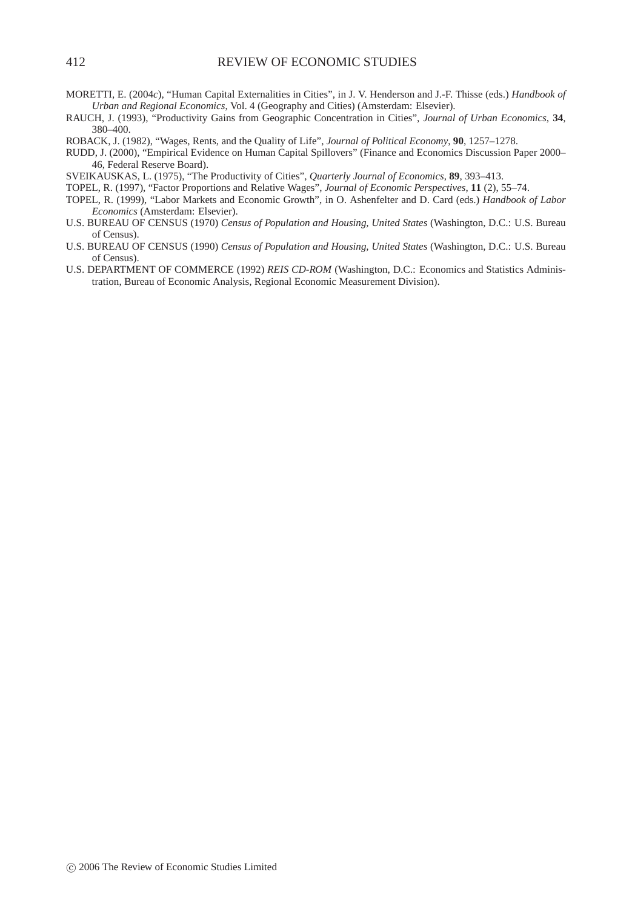MORETTI, E. (2004*c*), "Human Capital Externalities in Cities", in J. V. Henderson and J.-F. Thisse (eds.) *Handbook of Urban and Regional Economics*, Vol. 4 (Geography and Cities) (Amsterdam: Elsevier).

RAUCH, J. (1993), "Productivity Gains from Geographic Concentration in Cities", *Journal of Urban Economics*, **34**, 380–400.

ROBACK, J. (1982), "Wages, Rents, and the Quality of Life", *Journal of Political Economy*, **90**, 1257–1278.

RUDD, J. (2000), "Empirical Evidence on Human Capital Spillovers" (Finance and Economics Discussion Paper 2000–46, Federal Reserve Board).

SVEIKAUSKAS, L. (1975), "The Productivity of Cities", *Quarterly Journal of Economics*, **89**, 393–413.

TOPEL, R. (1997), "Factor Proportions and Relative Wages", *Journal of Economic Perspectives*, **11** (2), 55–74.

TOPEL, R. (1999), "Labor Markets and Economic Growth", in O. Ashenfelter and D. Card (eds.) *Handbook of Labor Economics* (Amsterdam: Elsevier).

U.S. BUREAU OF CENSUS (1970) *Census of Population and Housing, United States* (Washington, D.C.: U.S. Bureau of Census).

U.S. BUREAU OF CENSUS (1990) *Census of Population and Housing, United States* (Washington, D.C.: U.S. Bureau of Census).

U.S. DEPARTMENT OF COMMERCE (1992) *REIS CD-ROM* (Washington, D.C.: Economics and Statistics Administration, Bureau of Economic Analysis, Regional Economic Measurement Division).